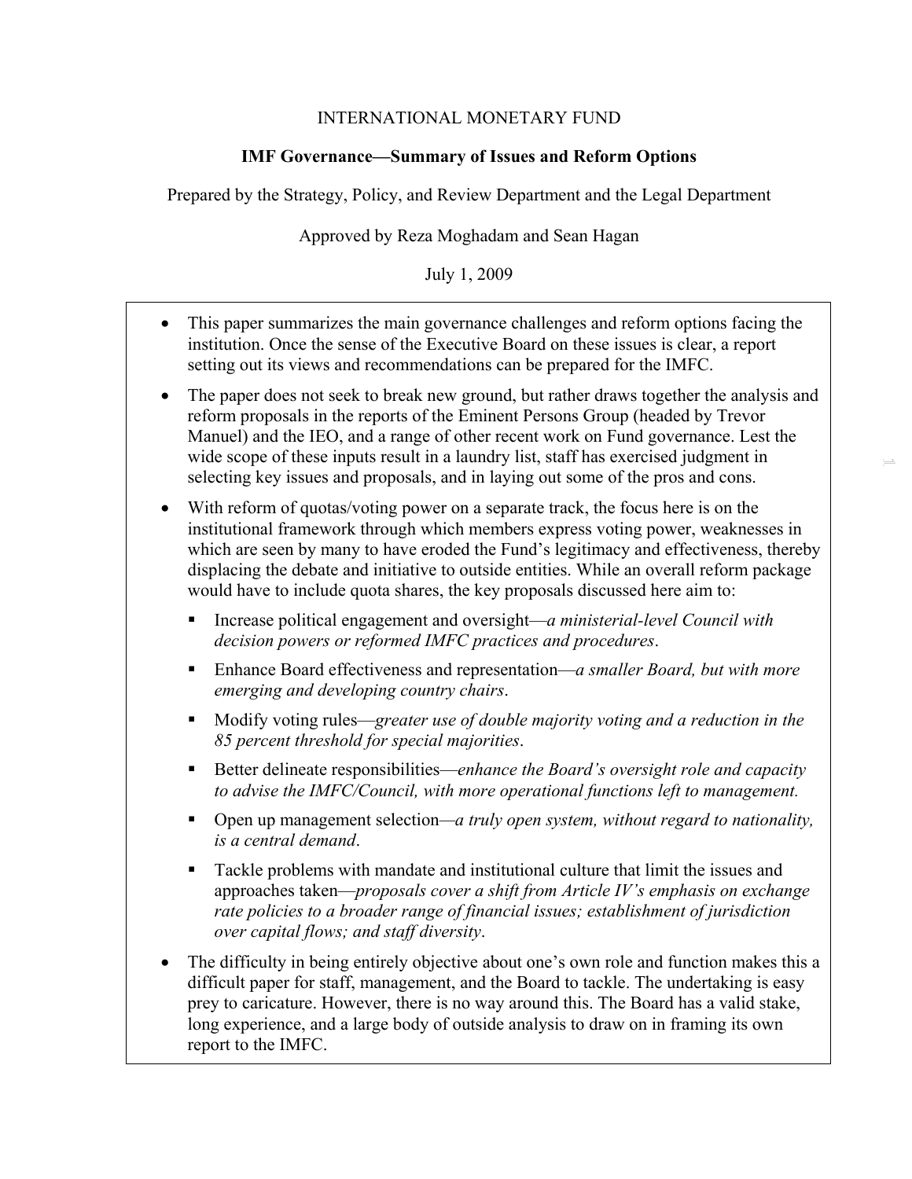INTERNATIONAL MONETARY FUND

# IMF Governance—Summary of Issues and Reform Options

Prepared by the Strategy, Policy, and Review Department and the Legal Department

Approved by Reza Moghadam and Sean Hagan

July 1, 2009

- This paper summarizes the main governance challenges and reform options facing the institution. Once the sense of the Executive Board on these issues is clear, a report setting out its views and recommendations can be prepared for the IMFC.
- The paper does not seek to break new ground, but rather draws together the analysis and reform proposals in the reports of the Eminent Persons Group (headed by Trevor Manuel) and the IEO, and a range of other recent work on Fund governance. Lest the wide scope of these inputs result in a laundry list, staff has exercised judgment in selecting key issues and proposals, and in laying out some of the pros and cons.
- With reform of quotas/voting power on a separate track, the focus here is on the institutional framework through which members express voting power, weaknesses in which are seen by many to have eroded the Fund's legitimacy and effectiveness, thereby displacing the debate and initiative to outside entities. While an overall reform package would have to include quota shares, the key proposals discussed here aim to:
  - Increase political engagement and oversight—*a ministerial-level Council with decision powers or reformed IMFC practices and procedures*.
  - Enhance Board effectiveness and representation—*a smaller Board, but with more emerging and developing country chairs*.
  - Modify voting rules—*greater use of double majority voting and a reduction in the 85 percent threshold for special majorities*.
  - Better delineate responsibilities—*enhance the Board's oversight role and capacity to advise the IMFC/Council, with more operational functions left to management.*
  - Open up management selection—*a truly open system, without regard to nationality, is a central demand*.
  - Tackle problems with mandate and institutional culture that limit the issues and approaches taken—*proposals cover a shift from Article IV's emphasis on exchange rate policies to a broader range of financial issues; establishment of jurisdiction over capital flows; and staff diversity*.
- The difficulty in being entirely objective about one's own role and function makes this a difficult paper for staff, management, and the Board to tackle. The undertaking is easy prey to caricature. However, there is no way around this. The Board has a valid stake, long experience, and a large body of outside analysis to draw on in framing its own report to the IMFC.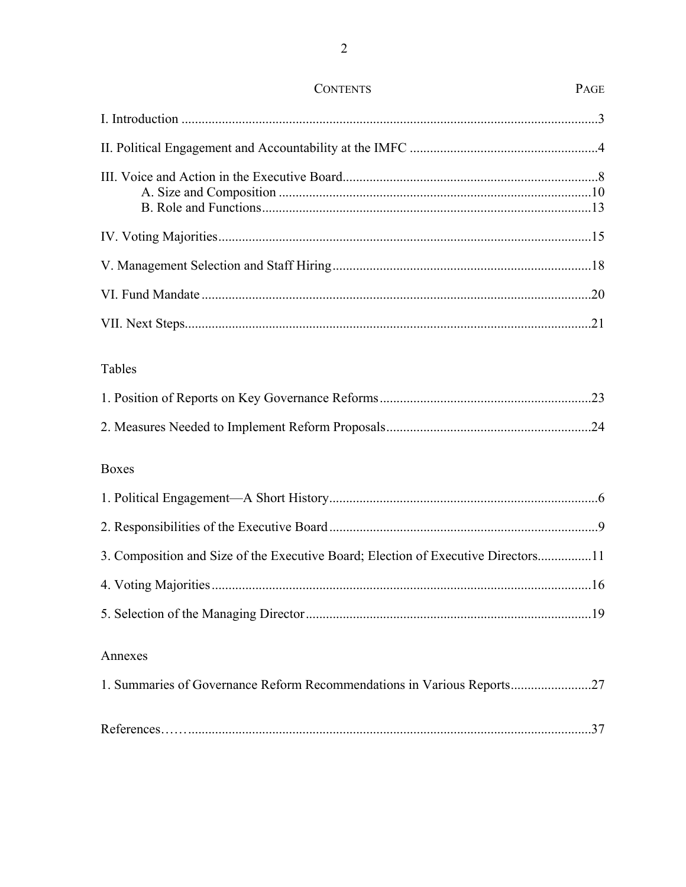## CONTENTS

| | PAGE |
|---|---|
| I. Introduction | 3 |
| II. Political Engagement and Accountability at the IMFC | 4 |
| III. Voice and Action in the Executive Board | 8 |
| A. Size and Composition | 10 |
| B. Role and Functions | 13 |
| IV. Voting Majorities | 15 |
| V. Management Selection and Staff Hiring | 18 |
| VI. Fund Mandate | 20 |
| VII. Next Steps | 21 |

Tables

| | |
|---|---|
| 1. Position of Reports on Key Governance Reforms | 23 |
| 2. Measures Needed to Implement Reform Proposals | 24 |

Boxes

| | |
|---|---|
| 1. Political Engagement—A Short History | 6 |
| 2. Responsibilities of the Executive Board | 9 |
| 3. Composition and Size of the Executive Board; Election of Executive Directors | 11 |
| 4. Voting Majorities | 16 |
| 5. Selection of the Managing Director | 19 |

Annexes

| | |
|---|---|
| 1. Summaries of Governance Reform Recommendations in Various Reports | 27 |
| References | 37 |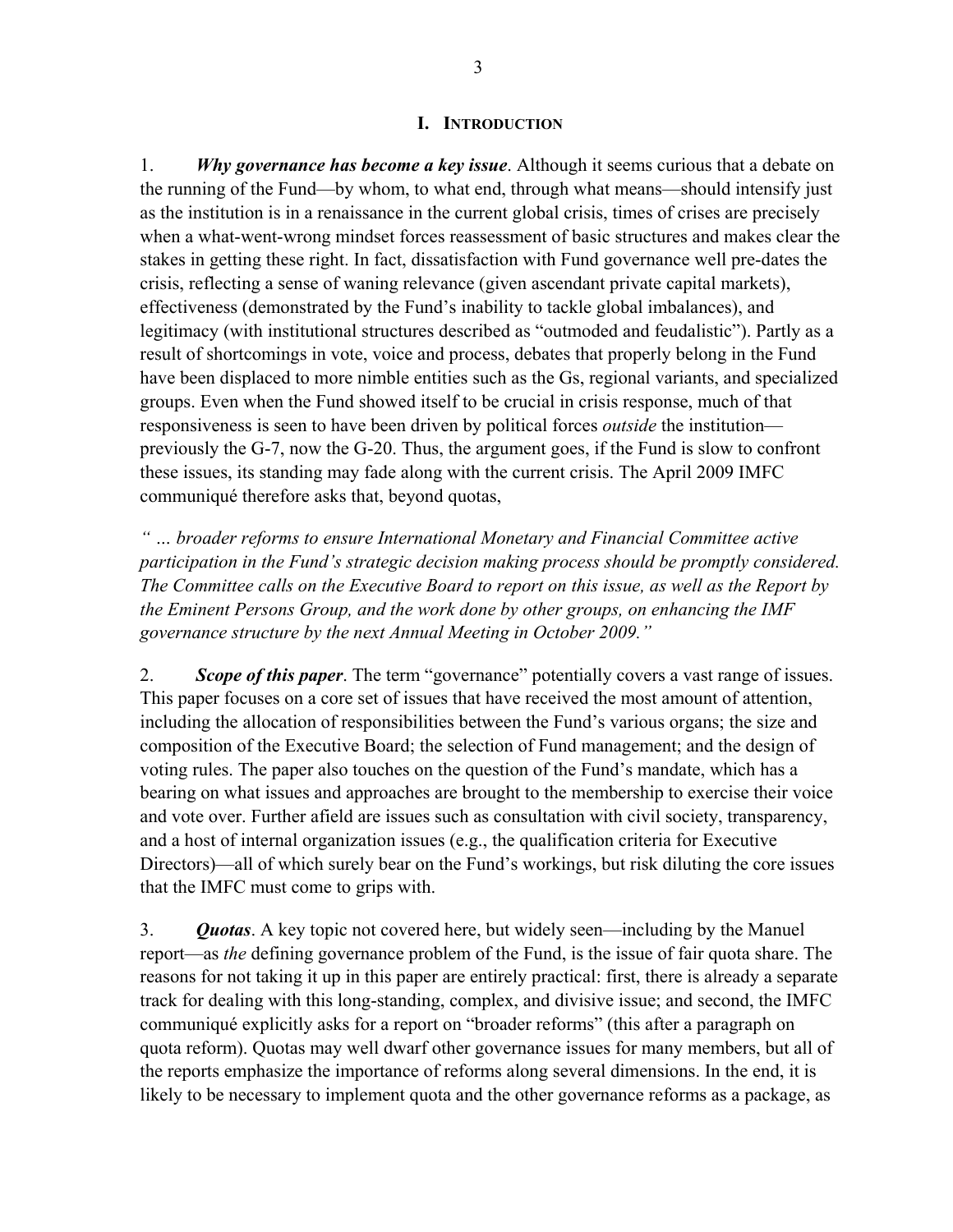# I. INTRODUCTION

1. ***Why governance has become a key issue***. Although it seems curious that a debate on the running of the Fund—by whom, to what end, through what means—should intensify just as the institution is in a renaissance in the current global crisis, times of crises are precisely when a what-went-wrong mindset forces reassessment of basic structures and makes clear the stakes in getting these right. In fact, dissatisfaction with Fund governance well pre-dates the crisis, reflecting a sense of waning relevance (given ascendant private capital markets), effectiveness (demonstrated by the Fund's inability to tackle global imbalances), and legitimacy (with institutional structures described as "outmoded and feudalistic"). Partly as a result of shortcomings in vote, voice and process, debates that properly belong in the Fund have been displaced to more nimble entities such as the Gs, regional variants, and specialized groups. Even when the Fund showed itself to be crucial in crisis response, much of that responsiveness is seen to have been driven by political forces *outside* the institution—previously the G-7, now the G-20. Thus, the argument goes, if the Fund is slow to confront these issues, its standing may fade along with the current crisis. The April 2009 IMFC communiqué therefore asks that, beyond quotas,

*" … broader reforms to ensure International Monetary and Financial Committee active participation in the Fund's strategic decision making process should be promptly considered. The Committee calls on the Executive Board to report on this issue, as well as the Report by the Eminent Persons Group, and the work done by other groups, on enhancing the IMF governance structure by the next Annual Meeting in October 2009."*

2. ***Scope of this paper***. The term "governance" potentially covers a vast range of issues. This paper focuses on a core set of issues that have received the most amount of attention, including the allocation of responsibilities between the Fund's various organs; the size and composition of the Executive Board; the selection of Fund management; and the design of voting rules. The paper also touches on the question of the Fund's mandate, which has a bearing on what issues and approaches are brought to the membership to exercise their voice and vote over. Further afield are issues such as consultation with civil society, transparency, and a host of internal organization issues (e.g., the qualification criteria for Executive Directors)—all of which surely bear on the Fund's workings, but risk diluting the core issues that the IMFC must come to grips with.

3. ***Quotas***. A key topic not covered here, but widely seen—including by the Manuel report—as *the* defining governance problem of the Fund, is the issue of fair quota share. The reasons for not taking it up in this paper are entirely practical: first, there is already a separate track for dealing with this long-standing, complex, and divisive issue; and second, the IMFC communiqué explicitly asks for a report on "broader reforms" (this after a paragraph on quota reform). Quotas may well dwarf other governance issues for many members, but all of the reports emphasize the importance of reforms along several dimensions. In the end, it is likely to be necessary to implement quota and the other governance reforms as a package, as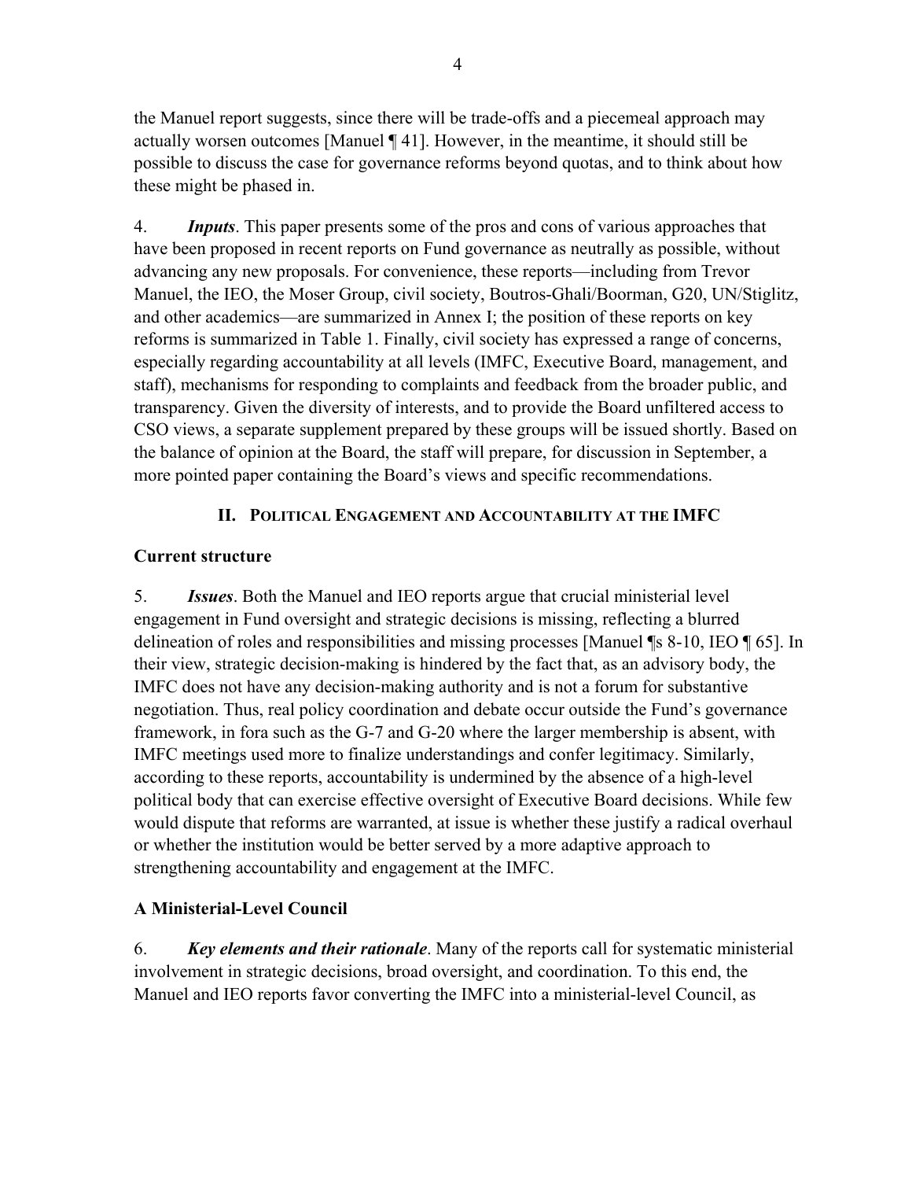the Manuel report suggests, since there will be trade-offs and a piecemeal approach may actually worsen outcomes [Manuel ¶ 41]. However, in the meantime, it should still be possible to discuss the case for governance reforms beyond quotas, and to think about how these might be phased in.

4. ***Inputs***. This paper presents some of the pros and cons of various approaches that have been proposed in recent reports on Fund governance as neutrally as possible, without advancing any new proposals. For convenience, these reports—including from Trevor Manuel, the IEO, the Moser Group, civil society, Boutros-Ghali/Boorman, G20, UN/Stiglitz, and other academics—are summarized in Annex I; the position of these reports on key reforms is summarized in Table 1. Finally, civil society has expressed a range of concerns, especially regarding accountability at all levels (IMFC, Executive Board, management, and staff), mechanisms for responding to complaints and feedback from the broader public, and transparency. Given the diversity of interests, and to provide the Board unfiltered access to CSO views, a separate supplement prepared by these groups will be issued shortly. Based on the balance of opinion at the Board, the staff will prepare, for discussion in September, a more pointed paper containing the Board's views and specific recommendations.

## II. Political Engagement and Accountability at the IMFC

### Current structure

5. ***Issues***. Both the Manuel and IEO reports argue that crucial ministerial level engagement in Fund oversight and strategic decisions is missing, reflecting a blurred delineation of roles and responsibilities and missing processes [Manuel ¶s 8-10, IEO ¶ 65]. In their view, strategic decision-making is hindered by the fact that, as an advisory body, the IMFC does not have any decision-making authority and is not a forum for substantive negotiation. Thus, real policy coordination and debate occur outside the Fund's governance framework, in fora such as the G-7 and G-20 where the larger membership is absent, with IMFC meetings used more to finalize understandings and confer legitimacy. Similarly, according to these reports, accountability is undermined by the absence of a high-level political body that can exercise effective oversight of Executive Board decisions. While few would dispute that reforms are warranted, at issue is whether these justify a radical overhaul or whether the institution would be better served by a more adaptive approach to strengthening accountability and engagement at the IMFC.

### A Ministerial-Level Council

6. ***Key elements and their rationale***. Many of the reports call for systematic ministerial involvement in strategic decisions, broad oversight, and coordination. To this end, the Manuel and IEO reports favor converting the IMFC into a ministerial-level Council, as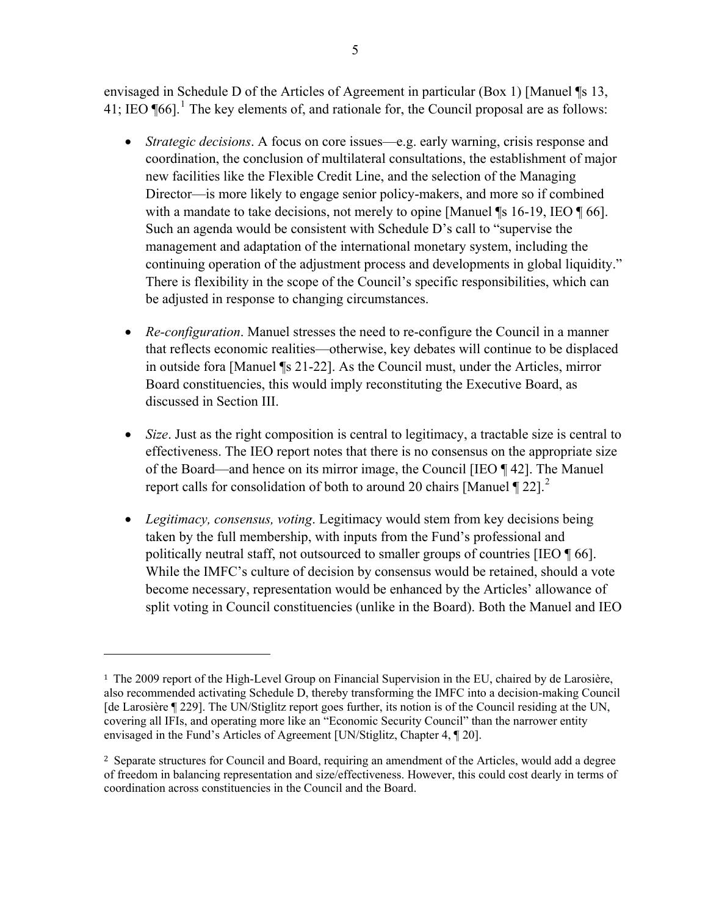envisaged in Schedule D of the Articles of Agreement in particular (Box 1) [Manuel ¶s 13, 41; IEO ¶66].[1] The key elements of, and rationale for, the Council proposal are as follows:

- *Strategic decisions*. A focus on core issues—e.g. early warning, crisis response and coordination, the conclusion of multilateral consultations, the establishment of major new facilities like the Flexible Credit Line, and the selection of the Managing Director—is more likely to engage senior policy-makers, and more so if combined with a mandate to take decisions, not merely to opine [Manuel ¶s 16-19, IEO ¶ 66]. Such an agenda would be consistent with Schedule D's call to "supervise the management and adaptation of the international monetary system, including the continuing operation of the adjustment process and developments in global liquidity." There is flexibility in the scope of the Council's specific responsibilities, which can be adjusted in response to changing circumstances.

- *Re-configuration*. Manuel stresses the need to re-configure the Council in a manner that reflects economic realities—otherwise, key debates will continue to be displaced in outside fora [Manuel ¶s 21-22]. As the Council must, under the Articles, mirror Board constituencies, this would imply reconstituting the Executive Board, as discussed in Section III.

- *Size*. Just as the right composition is central to legitimacy, a tractable size is central to effectiveness. The IEO report notes that there is no consensus on the appropriate size of the Board—and hence on its mirror image, the Council [IEO ¶ 42]. The Manuel report calls for consolidation of both to around 20 chairs [Manuel ¶ 22].[2]

- *Legitimacy, consensus, voting*. Legitimacy would stem from key decisions being taken by the full membership, with inputs from the Fund's professional and politically neutral staff, not outsourced to smaller groups of countries [IEO ¶ 66]. While the IMFC's culture of decision by consensus would be retained, should a vote become necessary, representation would be enhanced by the Articles' allowance of split voting in Council constituencies (unlike in the Board). Both the Manuel and IEO

---

[1] The 2009 report of the High-Level Group on Financial Supervision in the EU, chaired by de Larosière, also recommended activating Schedule D, thereby transforming the IMFC into a decision-making Council [de Larosière ¶ 229]. The UN/Stiglitz report goes further, its notion is of the Council residing at the UN, covering all IFIs, and operating more like an "Economic Security Council" than the narrower entity envisaged in the Fund's Articles of Agreement [UN/Stiglitz, Chapter 4, ¶ 20].

[2] Separate structures for Council and Board, requiring an amendment of the Articles, would add a degree of freedom in balancing representation and size/effectiveness. However, this could cost dearly in terms of coordination across constituencies in the Council and the Board.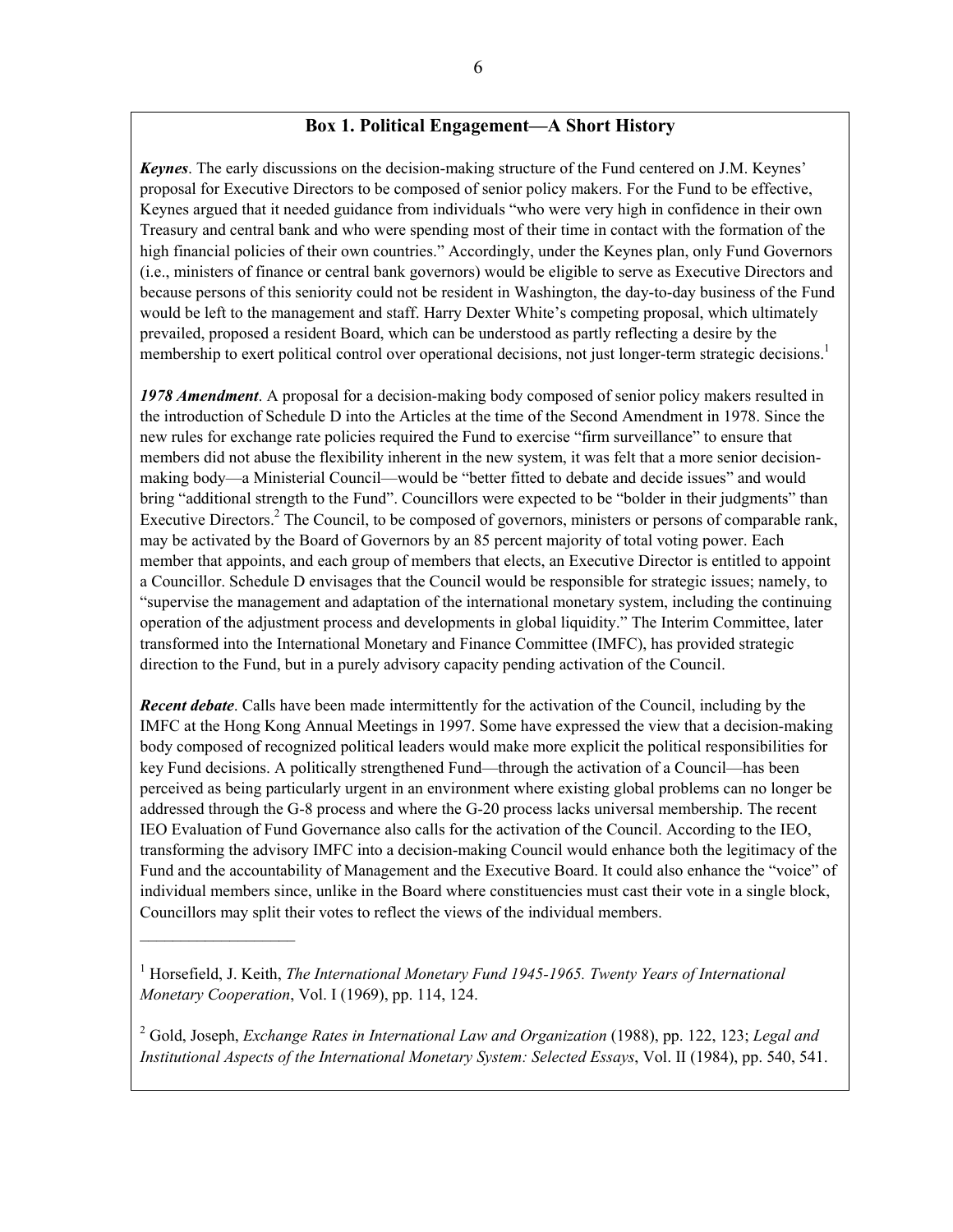## Box 1. Political Engagement—A Short History

***Keynes***. The early discussions on the decision-making structure of the Fund centered on J.M. Keynes' proposal for Executive Directors to be composed of senior policy makers. For the Fund to be effective, Keynes argued that it needed guidance from individuals "who were very high in confidence in their own Treasury and central bank and who were spending most of their time in contact with the formation of the high financial policies of their own countries." Accordingly, under the Keynes plan, only Fund Governors (i.e., ministers of finance or central bank governors) would be eligible to serve as Executive Directors and because persons of this seniority could not be resident in Washington, the day-to-day business of the Fund would be left to the management and staff. Harry Dexter White's competing proposal, which ultimately prevailed, proposed a resident Board, which can be understood as partly reflecting a desire by the membership to exert political control over operational decisions, not just longer-term strategic decisions.[1]

***1978 Amendment***. A proposal for a decision-making body composed of senior policy makers resulted in the introduction of Schedule D into the Articles at the time of the Second Amendment in 1978. Since the new rules for exchange rate policies required the Fund to exercise "firm surveillance" to ensure that members did not abuse the flexibility inherent in the new system, it was felt that a more senior decision-making body—a Ministerial Council—would be "better fitted to debate and decide issues" and would bring "additional strength to the Fund". Councillors were expected to be "bolder in their judgments" than Executive Directors.[2] The Council, to be composed of governors, ministers or persons of comparable rank, may be activated by the Board of Governors by an 85 percent majority of total voting power. Each member that appoints, and each group of members that elects, an Executive Director is entitled to appoint a Councillor. Schedule D envisages that the Council would be responsible for strategic issues; namely, to "supervise the management and adaptation of the international monetary system, including the continuing operation of the adjustment process and developments in global liquidity." The Interim Committee, later transformed into the International Monetary and Finance Committee (IMFC), has provided strategic direction to the Fund, but in a purely advisory capacity pending activation of the Council.

***Recent debate***. Calls have been made intermittently for the activation of the Council, including by the IMFC at the Hong Kong Annual Meetings in 1997. Some have expressed the view that a decision-making body composed of recognized political leaders would make more explicit the political responsibilities for key Fund decisions. A politically strengthened Fund—through the activation of a Council—has been perceived as being particularly urgent in an environment where existing global problems can no longer be addressed through the G-8 process and where the G-20 process lacks universal membership. The recent IEO Evaluation of Fund Governance also calls for the activation of the Council. According to the IEO, transforming the advisory IMFC into a decision-making Council would enhance both the legitimacy of the Fund and the accountability of Management and the Executive Board. It could also enhance the "voice" of individual members since, unlike in the Board where constituencies must cast their vote in a single block, Councillors may split their votes to reflect the views of the individual members.

---

[1] Horsefield, J. Keith, *The International Monetary Fund 1945-1965. Twenty Years of International Monetary Cooperation*, Vol. I (1969), pp. 114, 124.

[2] Gold, Joseph, *Exchange Rates in International Law and Organization* (1988), pp. 122, 123; *Legal and Institutional Aspects of the International Monetary System: Selected Essays*, Vol. II (1984), pp. 540, 541.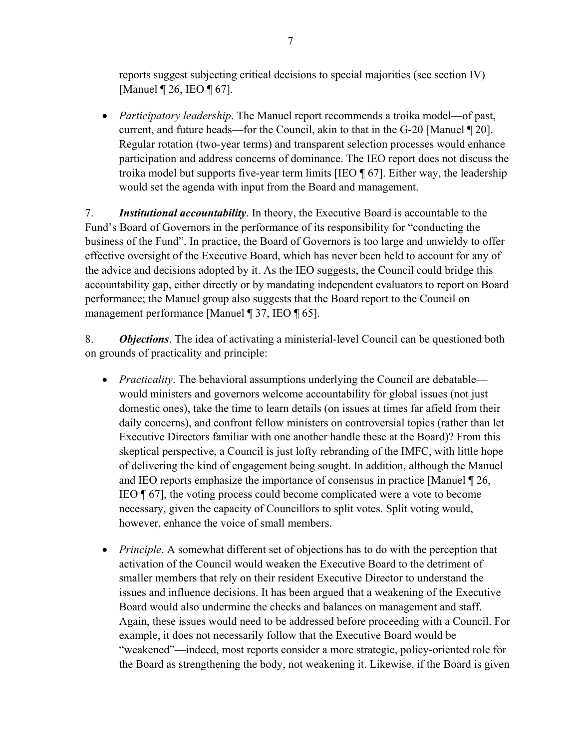reports suggest subjecting critical decisions to special majorities (see section IV) [Manuel ¶ 26, IEO ¶ 67].

- *Participatory leadership*. The Manuel report recommends a troika model—of past, current, and future heads—for the Council, akin to that in the G-20 [Manuel ¶ 20]. Regular rotation (two-year terms) and transparent selection processes would enhance participation and address concerns of dominance. The IEO report does not discuss the troika model but supports five-year term limits [IEO ¶ 67]. Either way, the leadership would set the agenda with input from the Board and management.

7. ***Institutional accountability***. In theory, the Executive Board is accountable to the Fund's Board of Governors in the performance of its responsibility for "conducting the business of the Fund". In practice, the Board of Governors is too large and unwieldy to offer effective oversight of the Executive Board, which has never been held to account for any of the advice and decisions adopted by it. As the IEO suggests, the Council could bridge this accountability gap, either directly or by mandating independent evaluators to report on Board performance; the Manuel group also suggests that the Board report to the Council on management performance [Manuel ¶ 37, IEO ¶ 65].

8. ***Objections***. The idea of activating a ministerial-level Council can be questioned both on grounds of practicality and principle:

- *Practicality*. The behavioral assumptions underlying the Council are debatable—would ministers and governors welcome accountability for global issues (not just domestic ones), take the time to learn details (on issues at times far afield from their daily concerns), and confront fellow ministers on controversial topics (rather than let Executive Directors familiar with one another handle these at the Board)? From this skeptical perspective, a Council is just lofty rebranding of the IMFC, with little hope of delivering the kind of engagement being sought. In addition, although the Manuel and IEO reports emphasize the importance of consensus in practice [Manuel ¶ 26, IEO ¶ 67], the voting process could become complicated were a vote to become necessary, given the capacity of Councillors to split votes. Split voting would, however, enhance the voice of small members.

- *Principle*. A somewhat different set of objections has to do with the perception that activation of the Council would weaken the Executive Board to the detriment of smaller members that rely on their resident Executive Director to understand the issues and influence decisions. It has been argued that a weakening of the Executive Board would also undermine the checks and balances on management and staff. Again, these issues would need to be addressed before proceeding with a Council. For example, it does not necessarily follow that the Executive Board would be "weakened"—indeed, most reports consider a more strategic, policy-oriented role for the Board as strengthening the body, not weakening it. Likewise, if the Board is given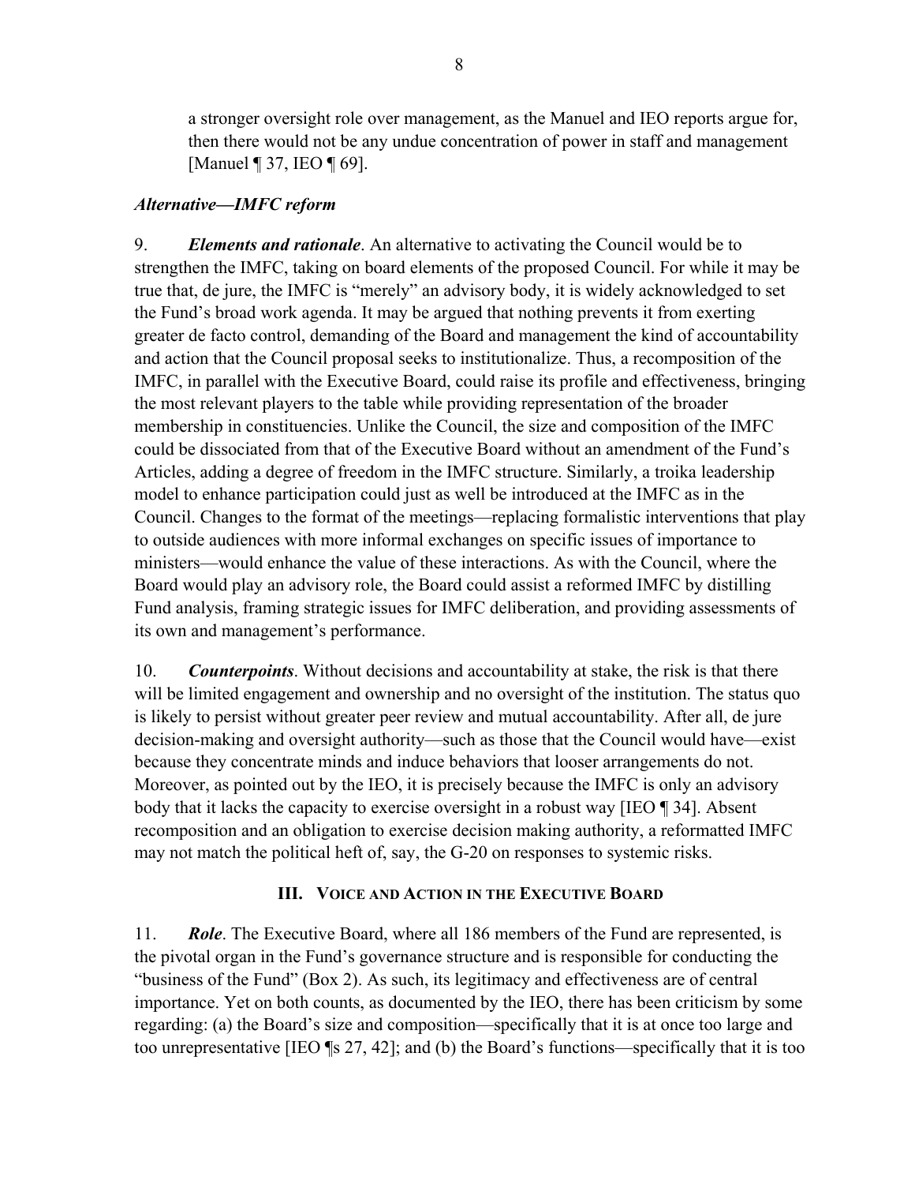a stronger oversight role over management, as the Manuel and IEO reports argue for, then there would not be any undue concentration of power in staff and management [Manuel ¶ 37, IEO ¶ 69].

### *Alternative—IMFC reform*

9. ***Elements and rationale***. An alternative to activating the Council would be to strengthen the IMFC, taking on board elements of the proposed Council. For while it may be true that, de jure, the IMFC is "merely" an advisory body, it is widely acknowledged to set the Fund's broad work agenda. It may be argued that nothing prevents it from exerting greater de facto control, demanding of the Board and management the kind of accountability and action that the Council proposal seeks to institutionalize. Thus, a recomposition of the IMFC, in parallel with the Executive Board, could raise its profile and effectiveness, bringing the most relevant players to the table while providing representation of the broader membership in constituencies. Unlike the Council, the size and composition of the IMFC could be dissociated from that of the Executive Board without an amendment of the Fund's Articles, adding a degree of freedom in the IMFC structure. Similarly, a troika leadership model to enhance participation could just as well be introduced at the IMFC as in the Council. Changes to the format of the meetings—replacing formalistic interventions that play to outside audiences with more informal exchanges on specific issues of importance to ministers—would enhance the value of these interactions. As with the Council, where the Board would play an advisory role, the Board could assist a reformed IMFC by distilling Fund analysis, framing strategic issues for IMFC deliberation, and providing assessments of its own and management's performance.

10. ***Counterpoints***. Without decisions and accountability at stake, the risk is that there will be limited engagement and ownership and no oversight of the institution. The status quo is likely to persist without greater peer review and mutual accountability. After all, de jure decision-making and oversight authority—such as those that the Council would have—exist because they concentrate minds and induce behaviors that looser arrangements do not. Moreover, as pointed out by the IEO, it is precisely because the IMFC is only an advisory body that it lacks the capacity to exercise oversight in a robust way [IEO ¶ 34]. Absent recomposition and an obligation to exercise decision making authority, a reformatted IMFC may not match the political heft of, say, the G-20 on responses to systemic risks.

## III. Voice and Action in the Executive Board

11. ***Role***. The Executive Board, where all 186 members of the Fund are represented, is the pivotal organ in the Fund's governance structure and is responsible for conducting the "business of the Fund" (Box 2). As such, its legitimacy and effectiveness are of central importance. Yet on both counts, as documented by the IEO, there has been criticism by some regarding: (a) the Board's size and composition—specifically that it is at once too large and too unrepresentative [IEO ¶s 27, 42]; and (b) the Board's functions—specifically that it is too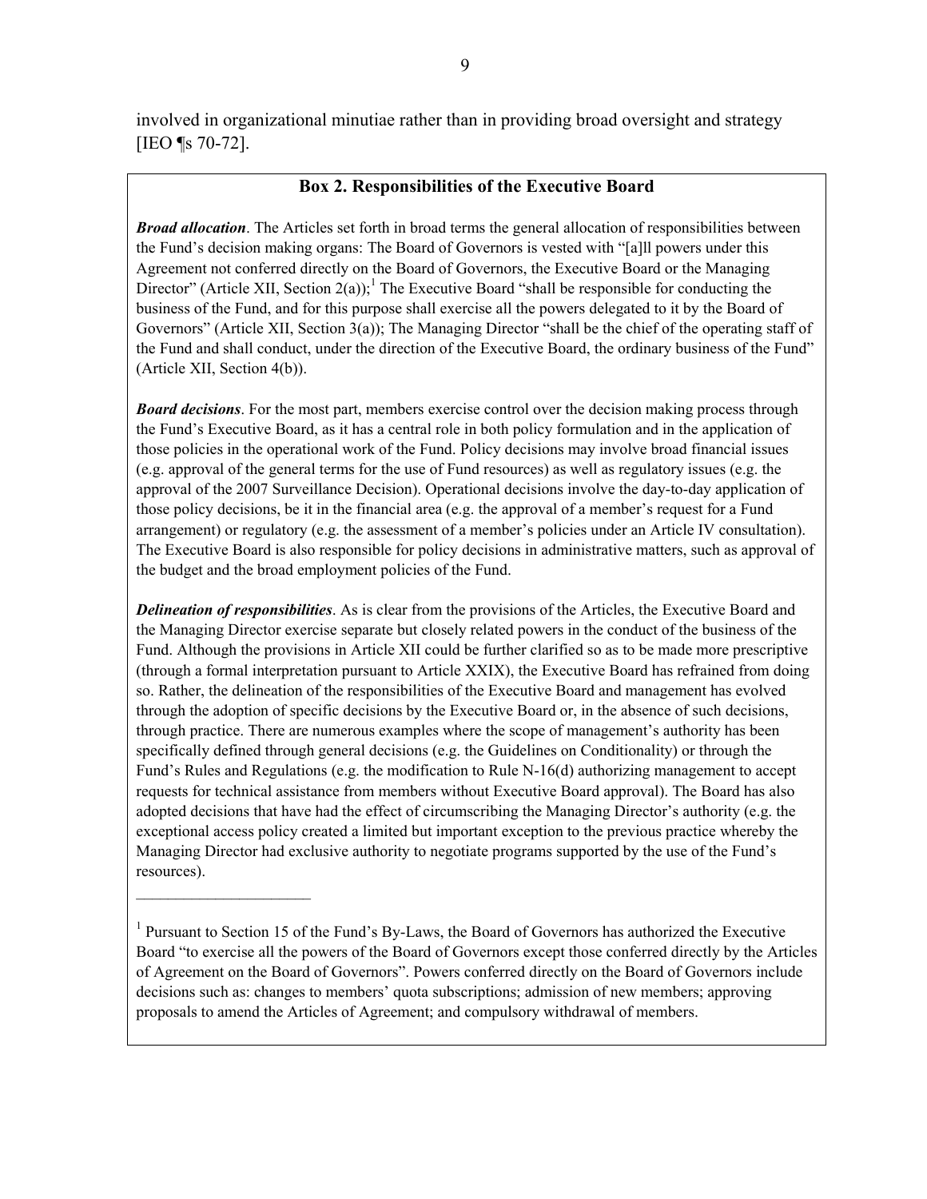involved in organizational minutiae rather than in providing broad oversight and strategy [IEO ¶s 70-72].

### Box 2. Responsibilities of the Executive Board

***Broad allocation***. The Articles set forth in broad terms the general allocation of responsibilities between the Fund's decision making organs: The Board of Governors is vested with "[a]ll powers under this Agreement not conferred directly on the Board of Governors, the Executive Board or the Managing Director" (Article XII, Section 2(a));[1] The Executive Board "shall be responsible for conducting the business of the Fund, and for this purpose shall exercise all the powers delegated to it by the Board of Governors" (Article XII, Section 3(a)); The Managing Director "shall be the chief of the operating staff of the Fund and shall conduct, under the direction of the Executive Board, the ordinary business of the Fund" (Article XII, Section 4(b)).

***Board decisions***. For the most part, members exercise control over the decision making process through the Fund's Executive Board, as it has a central role in both policy formulation and in the application of those policies in the operational work of the Fund. Policy decisions may involve broad financial issues (e.g. approval of the general terms for the use of Fund resources) as well as regulatory issues (e.g. the approval of the 2007 Surveillance Decision). Operational decisions involve the day-to-day application of those policy decisions, be it in the financial area (e.g. the approval of a member's request for a Fund arrangement) or regulatory (e.g. the assessment of a member's policies under an Article IV consultation). The Executive Board is also responsible for policy decisions in administrative matters, such as approval of the budget and the broad employment policies of the Fund.

***Delineation of responsibilities***. As is clear from the provisions of the Articles, the Executive Board and the Managing Director exercise separate but closely related powers in the conduct of the business of the Fund. Although the provisions in Article XII could be further clarified so as to be made more prescriptive (through a formal interpretation pursuant to Article XXIX), the Executive Board has refrained from doing so. Rather, the delineation of the responsibilities of the Executive Board and management has evolved through the adoption of specific decisions by the Executive Board or, in the absence of such decisions, through practice. There are numerous examples where the scope of management's authority has been specifically defined through general decisions (e.g. the Guidelines on Conditionality) or through the Fund's Rules and Regulations (e.g. the modification to Rule N-16(d) authorizing management to accept requests for technical assistance from members without Executive Board approval). The Board has also adopted decisions that have had the effect of circumscribing the Managing Director's authority (e.g. the exceptional access policy created a limited but important exception to the previous practice whereby the Managing Director had exclusive authority to negotiate programs supported by the use of the Fund's resources).

---

[1] Pursuant to Section 15 of the Fund's By-Laws, the Board of Governors has authorized the Executive Board "to exercise all the powers of the Board of Governors except those conferred directly by the Articles of Agreement on the Board of Governors". Powers conferred directly on the Board of Governors include decisions such as: changes to members' quota subscriptions; admission of new members; approving proposals to amend the Articles of Agreement; and compulsory withdrawal of members.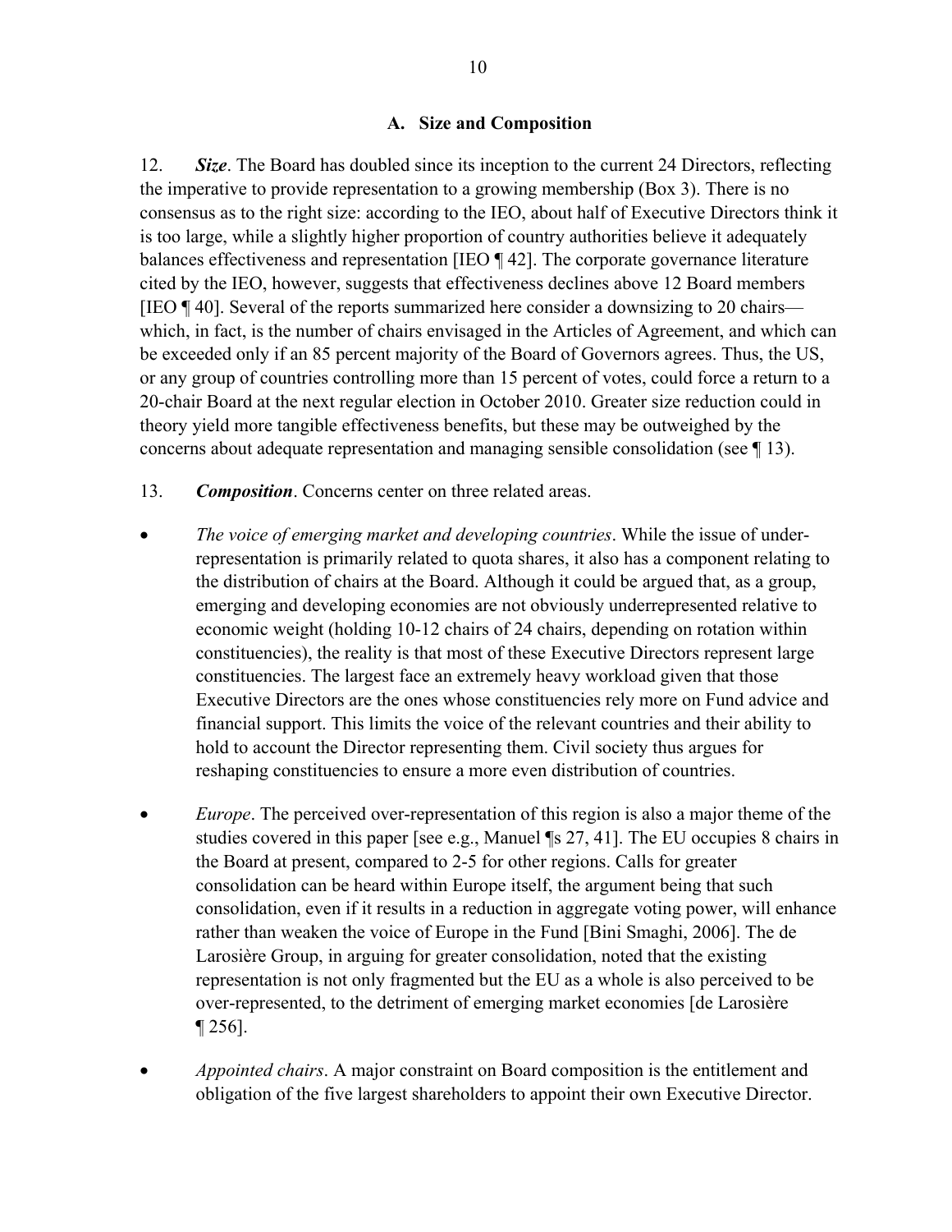### A. Size and Composition

12. ***Size***. The Board has doubled since its inception to the current 24 Directors, reflecting the imperative to provide representation to a growing membership (Box 3). There is no consensus as to the right size: according to the IEO, about half of Executive Directors think it is too large, while a slightly higher proportion of country authorities believe it adequately balances effectiveness and representation [IEO ¶ 42]. The corporate governance literature cited by the IEO, however, suggests that effectiveness declines above 12 Board members [IEO ¶ 40]. Several of the reports summarized here consider a downsizing to 20 chairs—which, in fact, is the number of chairs envisaged in the Articles of Agreement, and which can be exceeded only if an 85 percent majority of the Board of Governors agrees. Thus, the US, or any group of countries controlling more than 15 percent of votes, could force a return to a 20-chair Board at the next regular election in October 2010. Greater size reduction could in theory yield more tangible effectiveness benefits, but these may be outweighed by the concerns about adequate representation and managing sensible consolidation (see ¶ 13).

13. ***Composition***. Concerns center on three related areas.

- *The voice of emerging market and developing countries*. While the issue of under-representation is primarily related to quota shares, it also has a component relating to the distribution of chairs at the Board. Although it could be argued that, as a group, emerging and developing economies are not obviously underrepresented relative to economic weight (holding 10-12 chairs of 24 chairs, depending on rotation within constituencies), the reality is that most of these Executive Directors represent large constituencies. The largest face an extremely heavy workload given that those Executive Directors are the ones whose constituencies rely more on Fund advice and financial support. This limits the voice of the relevant countries and their ability to hold to account the Director representing them. Civil society thus argues for reshaping constituencies to ensure a more even distribution of countries.

- *Europe*. The perceived over-representation of this region is also a major theme of the studies covered in this paper [see e.g., Manuel ¶s 27, 41]. The EU occupies 8 chairs in the Board at present, compared to 2-5 for other regions. Calls for greater consolidation can be heard within Europe itself, the argument being that such consolidation, even if it results in a reduction in aggregate voting power, will enhance rather than weaken the voice of Europe in the Fund [Bini Smaghi, 2006]. The de Larosière Group, in arguing for greater consolidation, noted that the existing representation is not only fragmented but the EU as a whole is also perceived to be over-represented, to the detriment of emerging market economies [de Larosière ¶ 256].

- *Appointed chairs*. A major constraint on Board composition is the entitlement and obligation of the five largest shareholders to appoint their own Executive Director.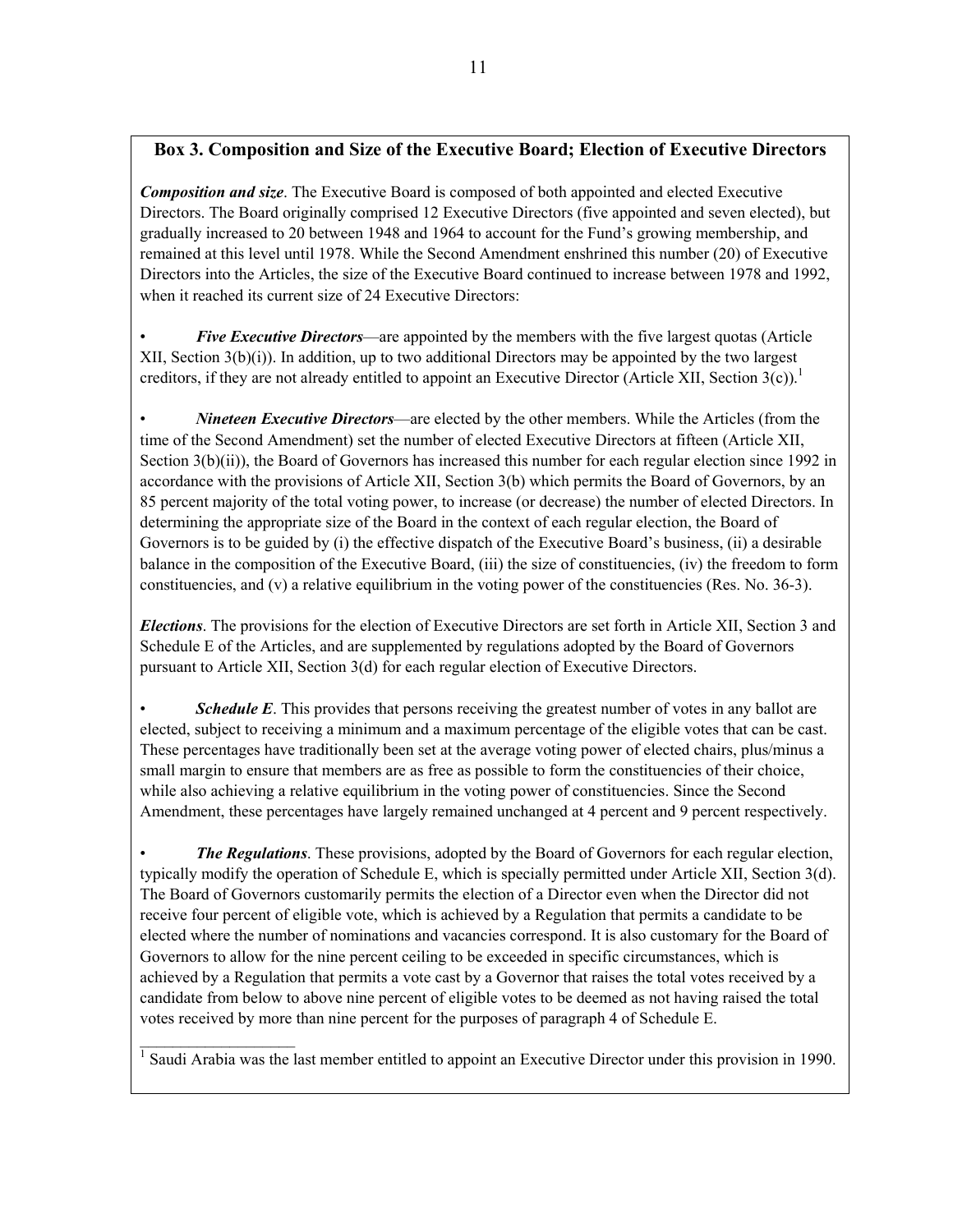### Box 3. Composition and Size of the Executive Board; Election of Executive Directors

***Composition and size***. The Executive Board is composed of both appointed and elected Executive Directors. The Board originally comprised 12 Executive Directors (five appointed and seven elected), but gradually increased to 20 between 1948 and 1964 to account for the Fund's growing membership, and remained at this level until 1978. While the Second Amendment enshrined this number (20) of Executive Directors into the Articles, the size of the Executive Board continued to increase between 1978 and 1992, when it reached its current size of 24 Executive Directors:

- ***Five Executive Directors***—are appointed by the members with the five largest quotas (Article XII, Section 3(b)(i)). In addition, up to two additional Directors may be appointed by the two largest creditors, if they are not already entitled to appoint an Executive Director (Article XII, Section 3(c)).[1]

- ***Nineteen Executive Directors***—are elected by the other members. While the Articles (from the time of the Second Amendment) set the number of elected Executive Directors at fifteen (Article XII, Section 3(b)(ii)), the Board of Governors has increased this number for each regular election since 1992 in accordance with the provisions of Article XII, Section 3(b) which permits the Board of Governors, by an 85 percent majority of the total voting power, to increase (or decrease) the number of elected Directors. In determining the appropriate size of the Board in the context of each regular election, the Board of Governors is to be guided by (i) the effective dispatch of the Executive Board's business, (ii) a desirable balance in the composition of the Executive Board, (iii) the size of constituencies, (iv) the freedom to form constituencies, and (v) a relative equilibrium in the voting power of the constituencies (Res. No. 36-3).

***Elections***. The provisions for the election of Executive Directors are set forth in Article XII, Section 3 and Schedule E of the Articles, and are supplemented by regulations adopted by the Board of Governors pursuant to Article XII, Section 3(d) for each regular election of Executive Directors.

- ***Schedule E***. This provides that persons receiving the greatest number of votes in any ballot are elected, subject to receiving a minimum and a maximum percentage of the eligible votes that can be cast. These percentages have traditionally been set at the average voting power of elected chairs, plus/minus a small margin to ensure that members are as free as possible to form the constituencies of their choice, while also achieving a relative equilibrium in the voting power of constituencies. Since the Second Amendment, these percentages have largely remained unchanged at 4 percent and 9 percent respectively.

- ***The Regulations***. These provisions, adopted by the Board of Governors for each regular election, typically modify the operation of Schedule E, which is specially permitted under Article XII, Section 3(d). The Board of Governors customarily permits the election of a Director even when the Director did not receive four percent of eligible vote, which is achieved by a Regulation that permits a candidate to be elected where the number of nominations and vacancies correspond. It is also customary for the Board of Governors to allow for the nine percent ceiling to be exceeded in specific circumstances, which is achieved by a Regulation that permits a vote cast by a Governor that raises the total votes received by a candidate from below to above nine percent of eligible votes to be deemed as not having raised the total votes received by more than nine percent for the purposes of paragraph 4 of Schedule E.

---

[1] Saudi Arabia was the last member entitled to appoint an Executive Director under this provision in 1990.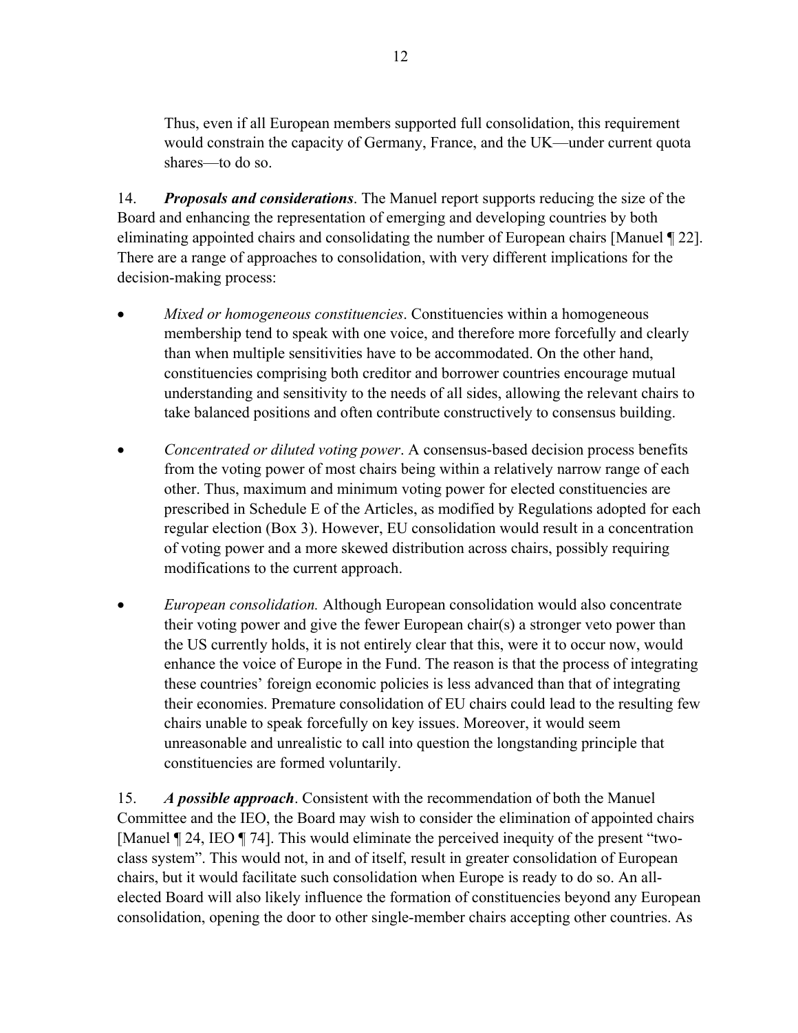Thus, even if all European members supported full consolidation, this requirement would constrain the capacity of Germany, France, and the UK—under current quota shares—to do so.

14. ***Proposals and considerations***. The Manuel report supports reducing the size of the Board and enhancing the representation of emerging and developing countries by both eliminating appointed chairs and consolidating the number of European chairs [Manuel ¶ 22]. There are a range of approaches to consolidation, with very different implications for the decision-making process:

- *Mixed or homogeneous constituencies*. Constituencies within a homogeneous membership tend to speak with one voice, and therefore more forcefully and clearly than when multiple sensitivities have to be accommodated. On the other hand, constituencies comprising both creditor and borrower countries encourage mutual understanding and sensitivity to the needs of all sides, allowing the relevant chairs to take balanced positions and often contribute constructively to consensus building.

- *Concentrated or diluted voting power*. A consensus-based decision process benefits from the voting power of most chairs being within a relatively narrow range of each other. Thus, maximum and minimum voting power for elected constituencies are prescribed in Schedule E of the Articles, as modified by Regulations adopted for each regular election (Box 3). However, EU consolidation would result in a concentration of voting power and a more skewed distribution across chairs, possibly requiring modifications to the current approach.

- *European consolidation.* Although European consolidation would also concentrate their voting power and give the fewer European chair(s) a stronger veto power than the US currently holds, it is not entirely clear that this, were it to occur now, would enhance the voice of Europe in the Fund. The reason is that the process of integrating these countries' foreign economic policies is less advanced than that of integrating their economies. Premature consolidation of EU chairs could lead to the resulting few chairs unable to speak forcefully on key issues. Moreover, it would seem unreasonable and unrealistic to call into question the longstanding principle that constituencies are formed voluntarily.

15. ***A possible approach***. Consistent with the recommendation of both the Manuel Committee and the IEO, the Board may wish to consider the elimination of appointed chairs [Manuel ¶ 24, IEO ¶ 74]. This would eliminate the perceived inequity of the present "two-class system". This would not, in and of itself, result in greater consolidation of European chairs, but it would facilitate such consolidation when Europe is ready to do so. An all-elected Board will also likely influence the formation of constituencies beyond any European consolidation, opening the door to other single-member chairs accepting other countries. As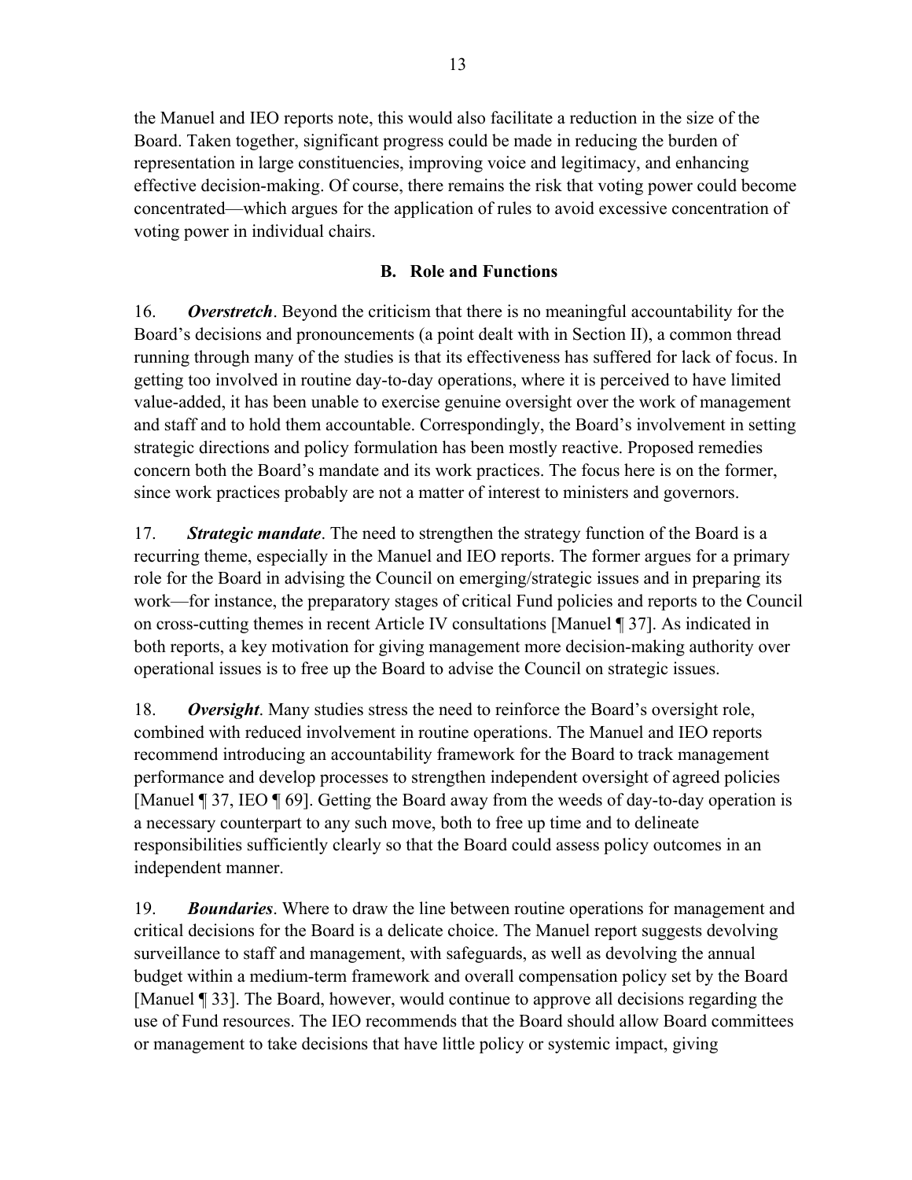the Manuel and IEO reports note, this would also facilitate a reduction in the size of the Board. Taken together, significant progress could be made in reducing the burden of representation in large constituencies, improving voice and legitimacy, and enhancing effective decision-making. Of course, there remains the risk that voting power could become concentrated—which argues for the application of rules to avoid excessive concentration of voting power in individual chairs.

### B. Role and Functions

16. ***Overstretch***. Beyond the criticism that there is no meaningful accountability for the Board's decisions and pronouncements (a point dealt with in Section II), a common thread running through many of the studies is that its effectiveness has suffered for lack of focus. In getting too involved in routine day-to-day operations, where it is perceived to have limited value-added, it has been unable to exercise genuine oversight over the work of management and staff and to hold them accountable. Correspondingly, the Board's involvement in setting strategic directions and policy formulation has been mostly reactive. Proposed remedies concern both the Board's mandate and its work practices. The focus here is on the former, since work practices probably are not a matter of interest to ministers and governors.

17. ***Strategic mandate***. The need to strengthen the strategy function of the Board is a recurring theme, especially in the Manuel and IEO reports. The former argues for a primary role for the Board in advising the Council on emerging/strategic issues and in preparing its work—for instance, the preparatory stages of critical Fund policies and reports to the Council on cross-cutting themes in recent Article IV consultations [Manuel ¶ 37]. As indicated in both reports, a key motivation for giving management more decision-making authority over operational issues is to free up the Board to advise the Council on strategic issues.

18. ***Oversight***. Many studies stress the need to reinforce the Board's oversight role, combined with reduced involvement in routine operations. The Manuel and IEO reports recommend introducing an accountability framework for the Board to track management performance and develop processes to strengthen independent oversight of agreed policies [Manuel ¶ 37, IEO ¶ 69]. Getting the Board away from the weeds of day-to-day operation is a necessary counterpart to any such move, both to free up time and to delineate responsibilities sufficiently clearly so that the Board could assess policy outcomes in an independent manner.

19. ***Boundaries***. Where to draw the line between routine operations for management and critical decisions for the Board is a delicate choice. The Manuel report suggests devolving surveillance to staff and management, with safeguards, as well as devolving the annual budget within a medium-term framework and overall compensation policy set by the Board [Manuel ¶ 33]. The Board, however, would continue to approve all decisions regarding the use of Fund resources. The IEO recommends that the Board should allow Board committees or management to take decisions that have little policy or systemic impact, giving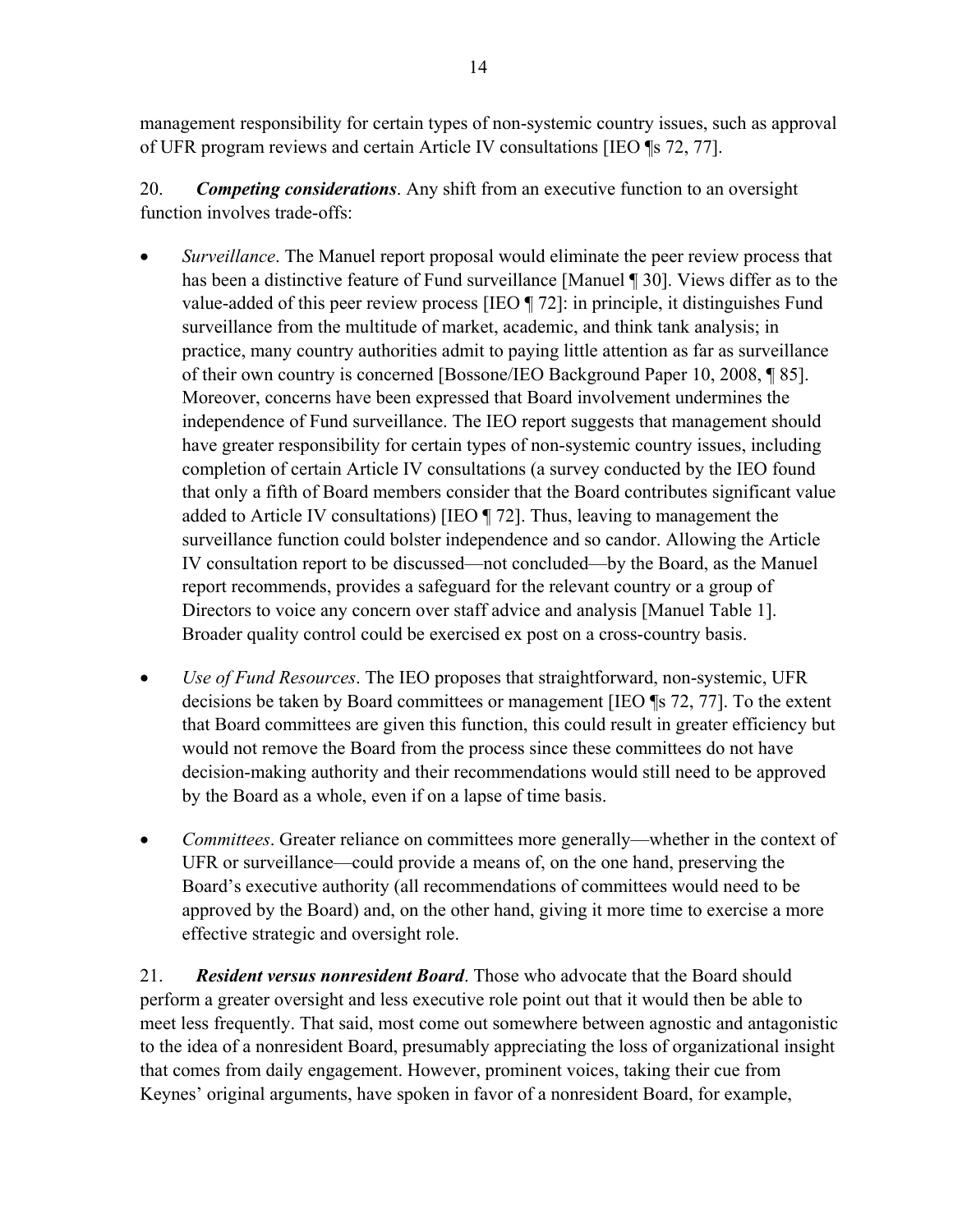management responsibility for certain types of non-systemic country issues, such as approval of UFR program reviews and certain Article IV consultations [IEO ¶s 72, 77].

20. ***Competing considerations***. Any shift from an executive function to an oversight function involves trade-offs:

- *Surveillance*. The Manuel report proposal would eliminate the peer review process that has been a distinctive feature of Fund surveillance [Manuel ¶ 30]. Views differ as to the value-added of this peer review process [IEO ¶ 72]: in principle, it distinguishes Fund surveillance from the multitude of market, academic, and think tank analysis; in practice, many country authorities admit to paying little attention as far as surveillance of their own country is concerned [Bossone/IEO Background Paper 10, 2008, ¶ 85]. Moreover, concerns have been expressed that Board involvement undermines the independence of Fund surveillance. The IEO report suggests that management should have greater responsibility for certain types of non-systemic country issues, including completion of certain Article IV consultations (a survey conducted by the IEO found that only a fifth of Board members consider that the Board contributes significant value added to Article IV consultations) [IEO ¶ 72]. Thus, leaving to management the surveillance function could bolster independence and so candor. Allowing the Article IV consultation report to be discussed—not concluded—by the Board, as the Manuel report recommends, provides a safeguard for the relevant country or a group of Directors to voice any concern over staff advice and analysis [Manuel Table 1]. Broader quality control could be exercised ex post on a cross-country basis.

- *Use of Fund Resources*. The IEO proposes that straightforward, non-systemic, UFR decisions be taken by Board committees or management [IEO ¶s 72, 77]. To the extent that Board committees are given this function, this could result in greater efficiency but would not remove the Board from the process since these committees do not have decision-making authority and their recommendations would still need to be approved by the Board as a whole, even if on a lapse of time basis.

- *Committees*. Greater reliance on committees more generally—whether in the context of UFR or surveillance—could provide a means of, on the one hand, preserving the Board's executive authority (all recommendations of committees would need to be approved by the Board) and, on the other hand, giving it more time to exercise a more effective strategic and oversight role.

21. ***Resident versus nonresident Board***. Those who advocate that the Board should perform a greater oversight and less executive role point out that it would then be able to meet less frequently. That said, most come out somewhere between agnostic and antagonistic to the idea of a nonresident Board, presumably appreciating the loss of organizational insight that comes from daily engagement. However, prominent voices, taking their cue from Keynes' original arguments, have spoken in favor of a nonresident Board, for example,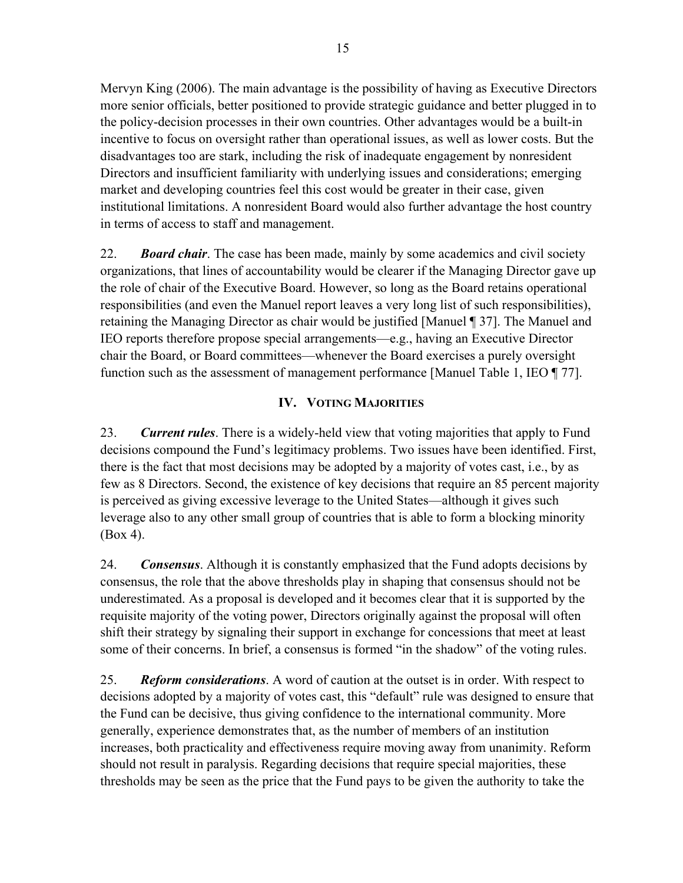Mervyn King (2006). The main advantage is the possibility of having as Executive Directors more senior officials, better positioned to provide strategic guidance and better plugged in to the policy-decision processes in their own countries. Other advantages would be a built-in incentive to focus on oversight rather than operational issues, as well as lower costs. But the disadvantages too are stark, including the risk of inadequate engagement by nonresident Directors and insufficient familiarity with underlying issues and considerations; emerging market and developing countries feel this cost would be greater in their case, given institutional limitations. A nonresident Board would also further advantage the host country in terms of access to staff and management.

22. ***Board chair***. The case has been made, mainly by some academics and civil society organizations, that lines of accountability would be clearer if the Managing Director gave up the role of chair of the Executive Board. However, so long as the Board retains operational responsibilities (and even the Manuel report leaves a very long list of such responsibilities), retaining the Managing Director as chair would be justified [Manuel ¶ 37]. The Manuel and IEO reports therefore propose special arrangements—e.g., having an Executive Director chair the Board, or Board committees—whenever the Board exercises a purely oversight function such as the assessment of management performance [Manuel Table 1, IEO ¶ 77].

## IV. Voting Majorities

23. ***Current rules***. There is a widely-held view that voting majorities that apply to Fund decisions compound the Fund's legitimacy problems. Two issues have been identified. First, there is the fact that most decisions may be adopted by a majority of votes cast, i.e., by as few as 8 Directors. Second, the existence of key decisions that require an 85 percent majority is perceived as giving excessive leverage to the United States—although it gives such leverage also to any other small group of countries that is able to form a blocking minority (Box 4).

24. ***Consensus***. Although it is constantly emphasized that the Fund adopts decisions by consensus, the role that the above thresholds play in shaping that consensus should not be underestimated. As a proposal is developed and it becomes clear that it is supported by the requisite majority of the voting power, Directors originally against the proposal will often shift their strategy by signaling their support in exchange for concessions that meet at least some of their concerns. In brief, a consensus is formed "in the shadow" of the voting rules.

25. ***Reform considerations***. A word of caution at the outset is in order. With respect to decisions adopted by a majority of votes cast, this "default" rule was designed to ensure that the Fund can be decisive, thus giving confidence to the international community. More generally, experience demonstrates that, as the number of members of an institution increases, both practicality and effectiveness require moving away from unanimity. Reform should not result in paralysis. Regarding decisions that require special majorities, these thresholds may be seen as the price that the Fund pays to be given the authority to take the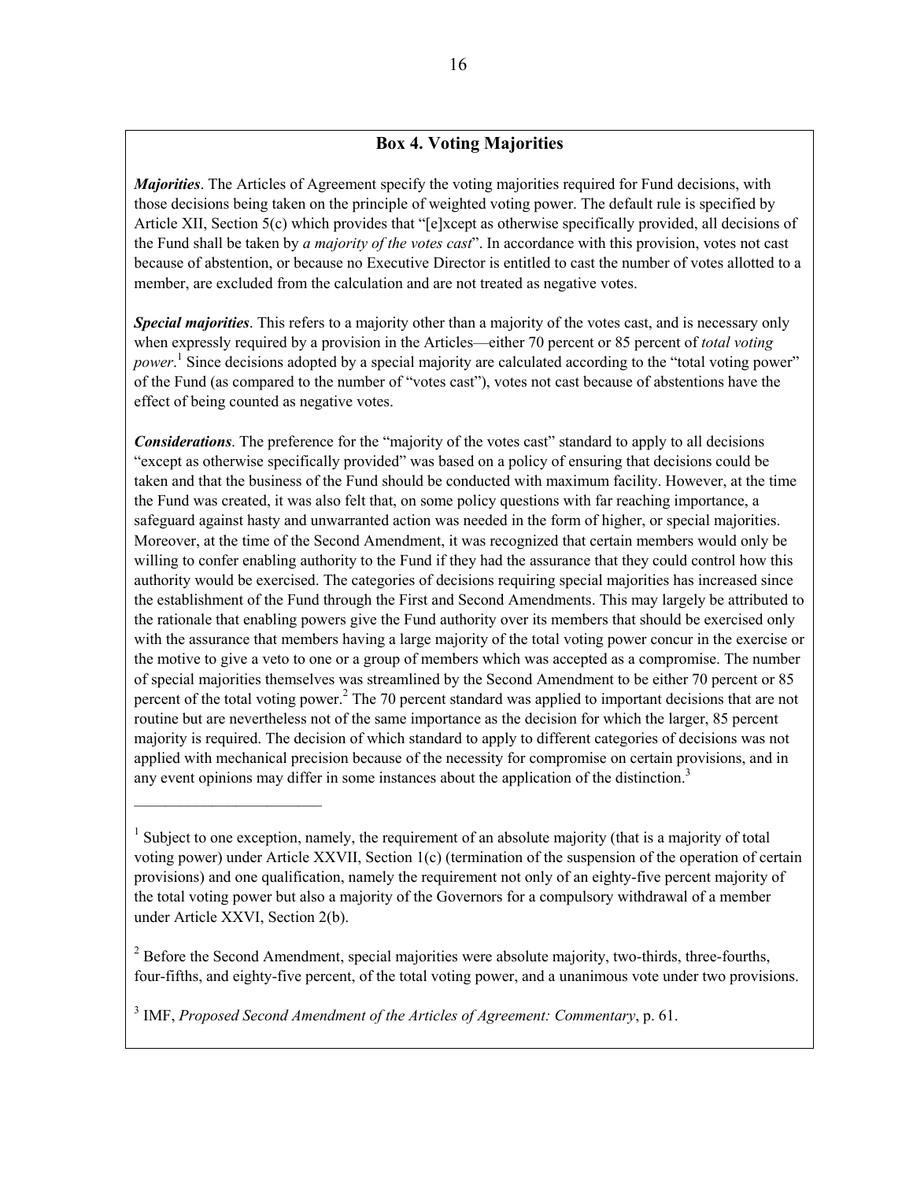## Box 4. Voting Majorities

***Majorities***. The Articles of Agreement specify the voting majorities required for Fund decisions, with those decisions being taken on the principle of weighted voting power. The default rule is specified by Article XII, Section 5(c) which provides that "[e]xcept as otherwise specifically provided, all decisions of the Fund shall be taken by *a majority of the votes cast*". In accordance with this provision, votes not cast because of abstention, or because no Executive Director is entitled to cast the number of votes allotted to a member, are excluded from the calculation and are not treated as negative votes.

***Special majorities***. This refers to a majority other than a majority of the votes cast, and is necessary only when expressly required by a provision in the Articles—either 70 percent or 85 percent of *total voting power*.[1] Since decisions adopted by a special majority are calculated according to the "total voting power" of the Fund (as compared to the number of "votes cast"), votes not cast because of abstentions have the effect of being counted as negative votes.

***Considerations***. The preference for the "majority of the votes cast" standard to apply to all decisions "except as otherwise specifically provided" was based on a policy of ensuring that decisions could be taken and that the business of the Fund should be conducted with maximum facility. However, at the time the Fund was created, it was also felt that, on some policy questions with far reaching importance, a safeguard against hasty and unwarranted action was needed in the form of higher, or special majorities. Moreover, at the time of the Second Amendment, it was recognized that certain members would only be willing to confer enabling authority to the Fund if they had the assurance that they could control how this authority would be exercised. The categories of decisions requiring special majorities has increased since the establishment of the Fund through the First and Second Amendments. This may largely be attributed to the rationale that enabling powers give the Fund authority over its members that should be exercised only with the assurance that members having a large majority of the total voting power concur in the exercise or the motive to give a veto to one or a group of members which was accepted as a compromise. The number of special majorities themselves was streamlined by the Second Amendment to be either 70 percent or 85 percent of the total voting power.[2] The 70 percent standard was applied to important decisions that are not routine but are nevertheless not of the same importance as the decision for which the larger, 85 percent majority is required. The decision of which standard to apply to different categories of decisions was not applied with mechanical precision because of the necessity for compromise on certain provisions, and in any event opinions may differ in some instances about the application of the distinction.[3]

---

[1] Subject to one exception, namely, the requirement of an absolute majority (that is a majority of total voting power) under Article XXVII, Section 1(c) (termination of the suspension of the operation of certain provisions) and one qualification, namely the requirement not only of an eighty-five percent majority of the total voting power but also a majority of the Governors for a compulsory withdrawal of a member under Article XXVI, Section 2(b).

[2] Before the Second Amendment, special majorities were absolute majority, two-thirds, three-fourths, four-fifths, and eighty-five percent, of the total voting power, and a unanimous vote under two provisions.

[3] IMF, *Proposed Second Amendment of the Articles of Agreement: Commentary*, p. 61.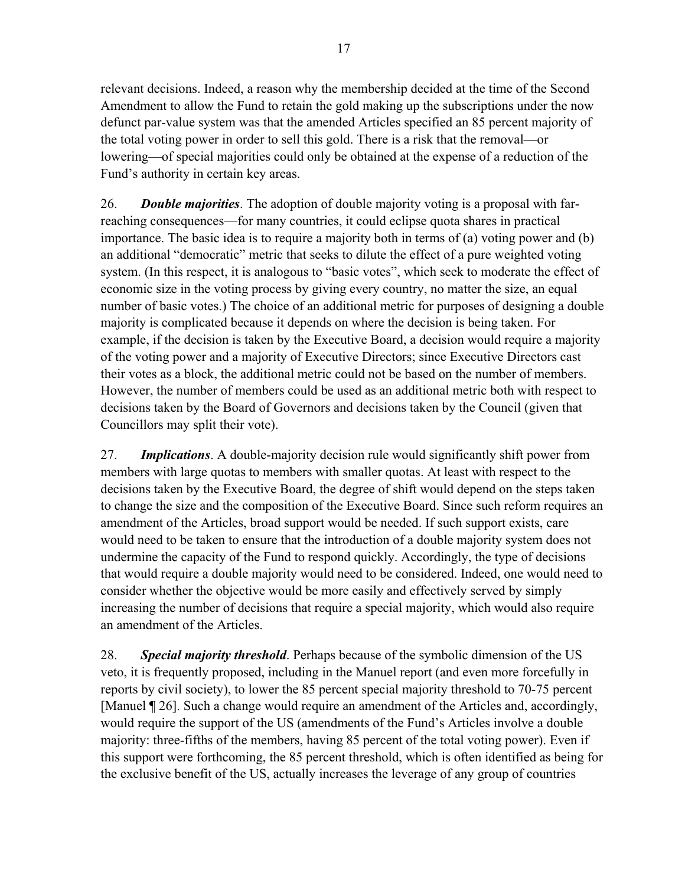relevant decisions. Indeed, a reason why the membership decided at the time of the Second Amendment to allow the Fund to retain the gold making up the subscriptions under the now defunct par-value system was that the amended Articles specified an 85 percent majority of the total voting power in order to sell this gold. There is a risk that the removal—or lowering—of special majorities could only be obtained at the expense of a reduction of the Fund's authority in certain key areas.

26. ***Double majorities***. The adoption of double majority voting is a proposal with far-reaching consequences—for many countries, it could eclipse quota shares in practical importance. The basic idea is to require a majority both in terms of (a) voting power and (b) an additional "democratic" metric that seeks to dilute the effect of a pure weighted voting system. (In this respect, it is analogous to "basic votes", which seek to moderate the effect of economic size in the voting process by giving every country, no matter the size, an equal number of basic votes.) The choice of an additional metric for purposes of designing a double majority is complicated because it depends on where the decision is being taken. For example, if the decision is taken by the Executive Board, a decision would require a majority of the voting power and a majority of Executive Directors; since Executive Directors cast their votes as a block, the additional metric could not be based on the number of members. However, the number of members could be used as an additional metric both with respect to decisions taken by the Board of Governors and decisions taken by the Council (given that Councillors may split their vote).

27. ***Implications***. A double-majority decision rule would significantly shift power from members with large quotas to members with smaller quotas. At least with respect to the decisions taken by the Executive Board, the degree of shift would depend on the steps taken to change the size and the composition of the Executive Board. Since such reform requires an amendment of the Articles, broad support would be needed. If such support exists, care would need to be taken to ensure that the introduction of a double majority system does not undermine the capacity of the Fund to respond quickly. Accordingly, the type of decisions that would require a double majority would need to be considered. Indeed, one would need to consider whether the objective would be more easily and effectively served by simply increasing the number of decisions that require a special majority, which would also require an amendment of the Articles.

28. ***Special majority threshold***. Perhaps because of the symbolic dimension of the US veto, it is frequently proposed, including in the Manuel report (and even more forcefully in reports by civil society), to lower the 85 percent special majority threshold to 70-75 percent [Manuel ¶ 26]. Such a change would require an amendment of the Articles and, accordingly, would require the support of the US (amendments of the Fund's Articles involve a double majority: three-fifths of the members, having 85 percent of the total voting power). Even if this support were forthcoming, the 85 percent threshold, which is often identified as being for the exclusive benefit of the US, actually increases the leverage of any group of countries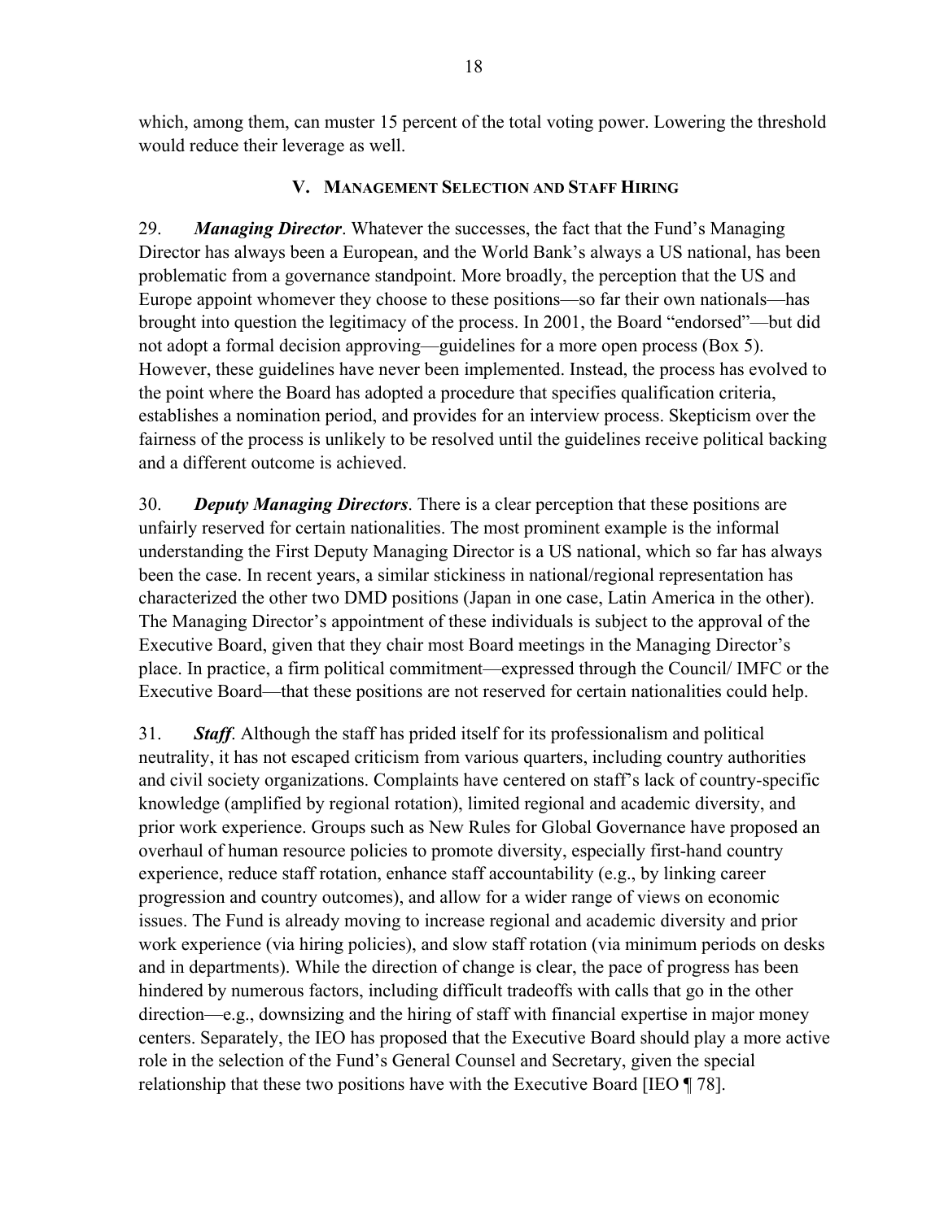which, among them, can muster 15 percent of the total voting power. Lowering the threshold would reduce their leverage as well.

## V. Management Selection and Staff Hiring

29. ***Managing Director***. Whatever the successes, the fact that the Fund's Managing Director has always been a European, and the World Bank's always a US national, has been problematic from a governance standpoint. More broadly, the perception that the US and Europe appoint whomever they choose to these positions—so far their own nationals—has brought into question the legitimacy of the process. In 2001, the Board "endorsed"—but did not adopt a formal decision approving—guidelines for a more open process (Box 5). However, these guidelines have never been implemented. Instead, the process has evolved to the point where the Board has adopted a procedure that specifies qualification criteria, establishes a nomination period, and provides for an interview process. Skepticism over the fairness of the process is unlikely to be resolved until the guidelines receive political backing and a different outcome is achieved.

30. ***Deputy Managing Directors***. There is a clear perception that these positions are unfairly reserved for certain nationalities. The most prominent example is the informal understanding the First Deputy Managing Director is a US national, which so far has always been the case. In recent years, a similar stickiness in national/regional representation has characterized the other two DMD positions (Japan in one case, Latin America in the other). The Managing Director's appointment of these individuals is subject to the approval of the Executive Board, given that they chair most Board meetings in the Managing Director's place. In practice, a firm political commitment—expressed through the Council/ IMFC or the Executive Board—that these positions are not reserved for certain nationalities could help.

31. ***Staff***. Although the staff has prided itself for its professionalism and political neutrality, it has not escaped criticism from various quarters, including country authorities and civil society organizations. Complaints have centered on staff's lack of country-specific knowledge (amplified by regional rotation), limited regional and academic diversity, and prior work experience. Groups such as New Rules for Global Governance have proposed an overhaul of human resource policies to promote diversity, especially first-hand country experience, reduce staff rotation, enhance staff accountability (e.g., by linking career progression and country outcomes), and allow for a wider range of views on economic issues. The Fund is already moving to increase regional and academic diversity and prior work experience (via hiring policies), and slow staff rotation (via minimum periods on desks and in departments). While the direction of change is clear, the pace of progress has been hindered by numerous factors, including difficult tradeoffs with calls that go in the other direction—e.g., downsizing and the hiring of staff with financial expertise in major money centers. Separately, the IEO has proposed that the Executive Board should play a more active role in the selection of the Fund's General Counsel and Secretary, given the special relationship that these two positions have with the Executive Board [IEO ¶ 78].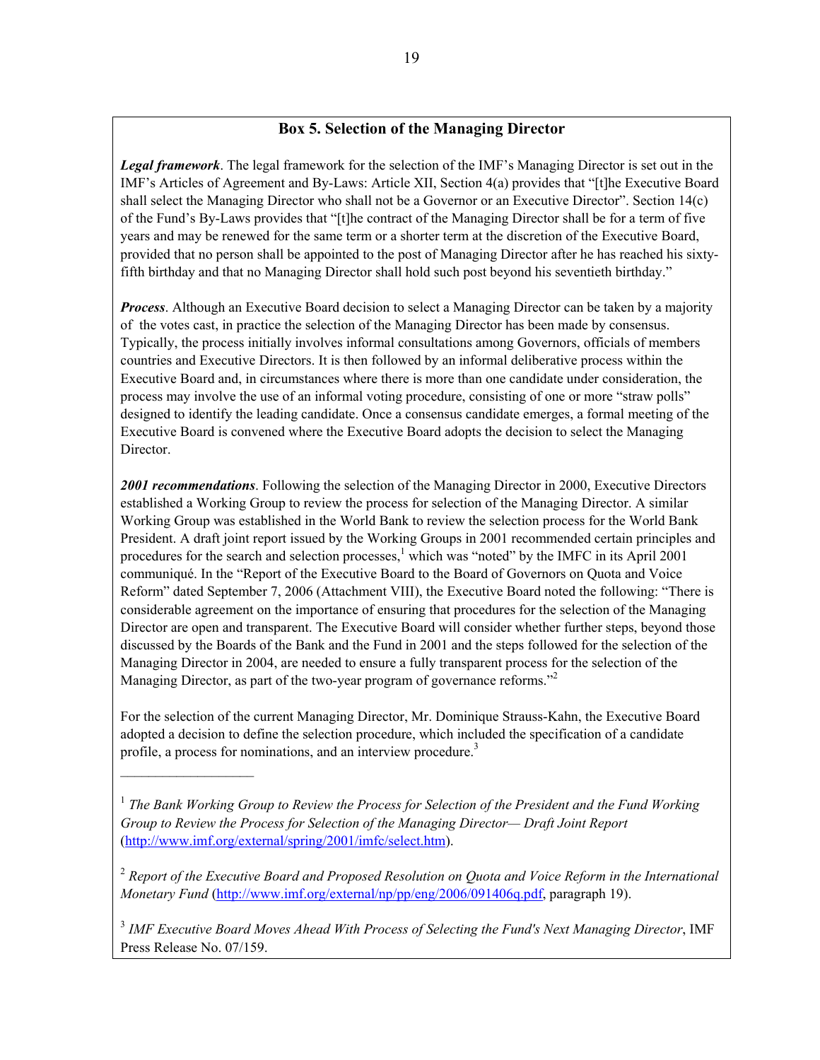## Box 5. Selection of the Managing Director

***Legal framework***. The legal framework for the selection of the IMF's Managing Director is set out in the IMF's Articles of Agreement and By-Laws: Article XII, Section 4(a) provides that "[t]he Executive Board shall select the Managing Director who shall not be a Governor or an Executive Director". Section 14(c) of the Fund's By-Laws provides that "[t]he contract of the Managing Director shall be for a term of five years and may be renewed for the same term or a shorter term at the discretion of the Executive Board, provided that no person shall be appointed to the post of Managing Director after he has reached his sixty-fifth birthday and that no Managing Director shall hold such post beyond his seventieth birthday."

***Process***. Although an Executive Board decision to select a Managing Director can be taken by a majority of the votes cast, in practice the selection of the Managing Director has been made by consensus. Typically, the process initially involves informal consultations among Governors, officials of members countries and Executive Directors. It is then followed by an informal deliberative process within the Executive Board and, in circumstances where there is more than one candidate under consideration, the process may involve the use of an informal voting procedure, consisting of one or more "straw polls" designed to identify the leading candidate. Once a consensus candidate emerges, a formal meeting of the Executive Board is convened where the Executive Board adopts the decision to select the Managing Director.

***2001 recommendations***. Following the selection of the Managing Director in 2000, Executive Directors established a Working Group to review the process for selection of the Managing Director. A similar Working Group was established in the World Bank to review the selection process for the World Bank President. A draft joint report issued by the Working Groups in 2001 recommended certain principles and procedures for the search and selection processes,[1] which was "noted" by the IMFC in its April 2001 communiqué. In the "Report of the Executive Board to the Board of Governors on Quota and Voice Reform" dated September 7, 2006 (Attachment VIII), the Executive Board noted the following: "There is considerable agreement on the importance of ensuring that procedures for the selection of the Managing Director are open and transparent. The Executive Board will consider whether further steps, beyond those discussed by the Boards of the Bank and the Fund in 2001 and the steps followed for the selection of the Managing Director in 2004, are needed to ensure a fully transparent process for the selection of the Managing Director, as part of the two-year program of governance reforms."[2]

For the selection of the current Managing Director, Mr. Dominique Strauss-Kahn, the Executive Board adopted a decision to define the selection procedure, which included the specification of a candidate profile, a process for nominations, and an interview procedure.[3]

---

[1] *The Bank Working Group to Review the Process for Selection of the President and the Fund Working Group to Review the Process for Selection of the Managing Director— Draft Joint Report* (http://www.imf.org/external/spring/2001/imfc/select.htm).

[2] *Report of the Executive Board and Proposed Resolution on Quota and Voice Reform in the International Monetary Fund* (http://www.imf.org/external/np/pp/eng/2006/091406q.pdf, paragraph 19).

[3] *IMF Executive Board Moves Ahead With Process of Selecting the Fund's Next Managing Director*, IMF Press Release No. 07/159.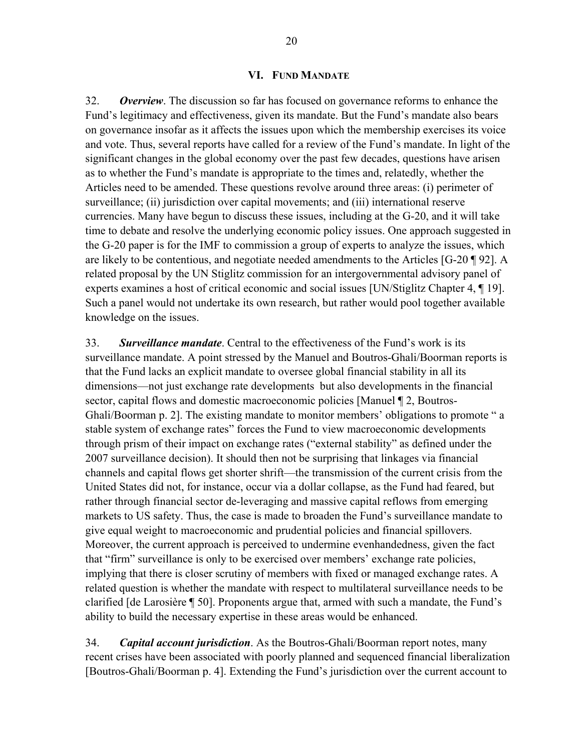## VI. Fund Mandate

32. ***Overview***. The discussion so far has focused on governance reforms to enhance the Fund's legitimacy and effectiveness, given its mandate. But the Fund's mandate also bears on governance insofar as it affects the issues upon which the membership exercises its voice and vote. Thus, several reports have called for a review of the Fund's mandate. In light of the significant changes in the global economy over the past few decades, questions have arisen as to whether the Fund's mandate is appropriate to the times and, relatedly, whether the Articles need to be amended. These questions revolve around three areas: (i) perimeter of surveillance; (ii) jurisdiction over capital movements; and (iii) international reserve currencies. Many have begun to discuss these issues, including at the G-20, and it will take time to debate and resolve the underlying economic policy issues. One approach suggested in the G-20 paper is for the IMF to commission a group of experts to analyze the issues, which are likely to be contentious, and negotiate needed amendments to the Articles [G-20 ¶ 92]. A related proposal by the UN Stiglitz commission for an intergovernmental advisory panel of experts examines a host of critical economic and social issues [UN/Stiglitz Chapter 4, ¶ 19]. Such a panel would not undertake its own research, but rather would pool together available knowledge on the issues.

33. ***Surveillance mandate***. Central to the effectiveness of the Fund's work is its surveillance mandate. A point stressed by the Manuel and Boutros-Ghali/Boorman reports is that the Fund lacks an explicit mandate to oversee global financial stability in all its dimensions—not just exchange rate developments but also developments in the financial sector, capital flows and domestic macroeconomic policies [Manuel ¶ 2, Boutros-Ghali/Boorman p. 2]. The existing mandate to monitor members' obligations to promote " a stable system of exchange rates" forces the Fund to view macroeconomic developments through prism of their impact on exchange rates ("external stability" as defined under the 2007 surveillance decision). It should then not be surprising that linkages via financial channels and capital flows get shorter shrift—the transmission of the current crisis from the United States did not, for instance, occur via a dollar collapse, as the Fund had feared, but rather through financial sector de-leveraging and massive capital reflows from emerging markets to US safety. Thus, the case is made to broaden the Fund's surveillance mandate to give equal weight to macroeconomic and prudential policies and financial spillovers. Moreover, the current approach is perceived to undermine evenhandedness, given the fact that "firm" surveillance is only to be exercised over members' exchange rate policies, implying that there is closer scrutiny of members with fixed or managed exchange rates. A related question is whether the mandate with respect to multilateral surveillance needs to be clarified [de Larosière ¶ 50]. Proponents argue that, armed with such a mandate, the Fund's ability to build the necessary expertise in these areas would be enhanced.

34. ***Capital account jurisdiction***. As the Boutros-Ghali/Boorman report notes, many recent crises have been associated with poorly planned and sequenced financial liberalization [Boutros-Ghali/Boorman p. 4]. Extending the Fund's jurisdiction over the current account to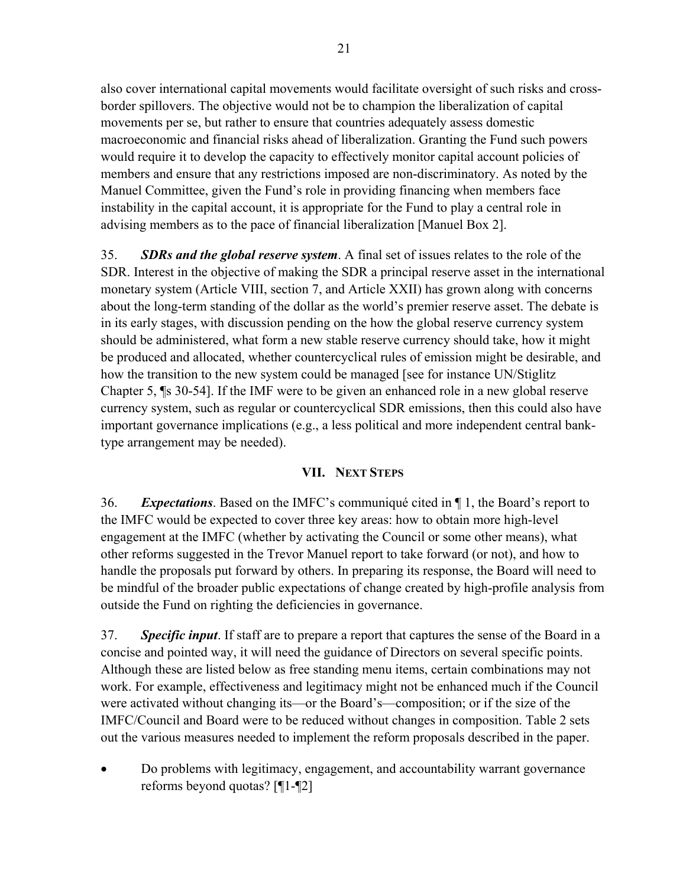also cover international capital movements would facilitate oversight of such risks and cross-border spillovers. The objective would not be to champion the liberalization of capital movements per se, but rather to ensure that countries adequately assess domestic macroeconomic and financial risks ahead of liberalization. Granting the Fund such powers would require it to develop the capacity to effectively monitor capital account policies of members and ensure that any restrictions imposed are non-discriminatory. As noted by the Manuel Committee, given the Fund's role in providing financing when members face instability in the capital account, it is appropriate for the Fund to play a central role in advising members as to the pace of financial liberalization [Manuel Box 2].

35. ***SDRs and the global reserve system***. A final set of issues relates to the role of the SDR. Interest in the objective of making the SDR a principal reserve asset in the international monetary system (Article VIII, section 7, and Article XXII) has grown along with concerns about the long-term standing of the dollar as the world's premier reserve asset. The debate is in its early stages, with discussion pending on the how the global reserve currency system should be administered, what form a new stable reserve currency should take, how it might be produced and allocated, whether countercyclical rules of emission might be desirable, and how the transition to the new system could be managed [see for instance UN/Stiglitz Chapter 5, ¶s 30-54]. If the IMF were to be given an enhanced role in a new global reserve currency system, such as regular or countercyclical SDR emissions, then this could also have important governance implications (e.g., a less political and more independent central bank-type arrangement may be needed).

## VII. Next Steps

36. ***Expectations***. Based on the IMFC's communiqué cited in ¶ 1, the Board's report to the IMFC would be expected to cover three key areas: how to obtain more high-level engagement at the IMFC (whether by activating the Council or some other means), what other reforms suggested in the Trevor Manuel report to take forward (or not), and how to handle the proposals put forward by others. In preparing its response, the Board will need to be mindful of the broader public expectations of change created by high-profile analysis from outside the Fund on righting the deficiencies in governance.

37. ***Specific input***. If staff are to prepare a report that captures the sense of the Board in a concise and pointed way, it will need the guidance of Directors on several specific points. Although these are listed below as free standing menu items, certain combinations may not work. For example, effectiveness and legitimacy might not be enhanced much if the Council were activated without changing its—or the Board's—composition; or if the size of the IMFC/Council and Board were to be reduced without changes in composition. Table 2 sets out the various measures needed to implement the reform proposals described in the paper.

- Do problems with legitimacy, engagement, and accountability warrant governance reforms beyond quotas? [¶1-¶2]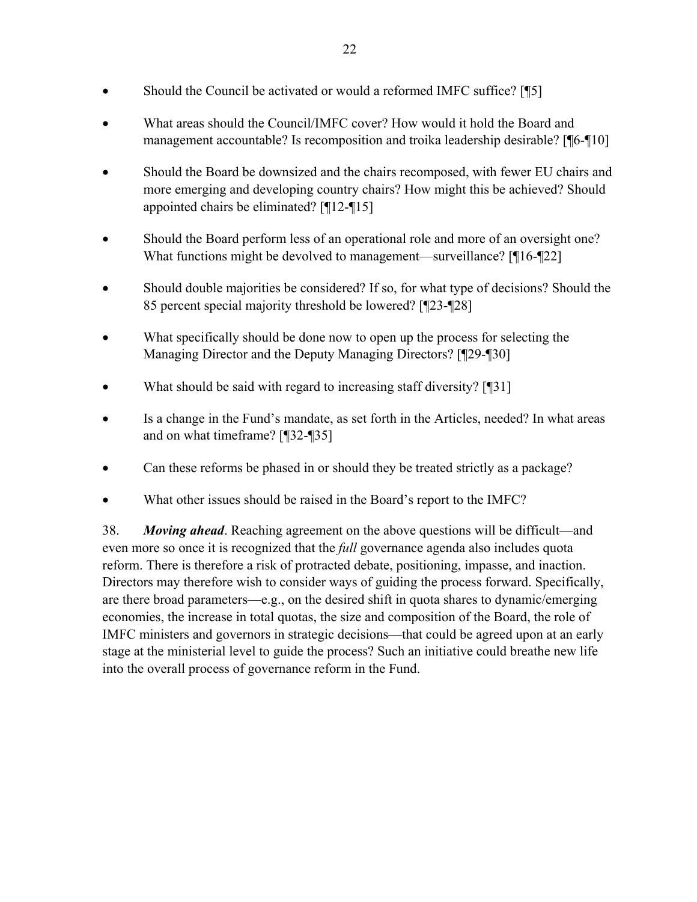- Should the Council be activated or would a reformed IMFC suffice? [¶5]
- What areas should the Council/IMFC cover? How would it hold the Board and management accountable? Is recomposition and troika leadership desirable? [¶6-¶10]
- Should the Board be downsized and the chairs recomposed, with fewer EU chairs and more emerging and developing country chairs? How might this be achieved? Should appointed chairs be eliminated? [¶12-¶15]
- Should the Board perform less of an operational role and more of an oversight one? What functions might be devolved to management—surveillance? [¶16-¶22]
- Should double majorities be considered? If so, for what type of decisions? Should the 85 percent special majority threshold be lowered? [¶23-¶28]
- What specifically should be done now to open up the process for selecting the Managing Director and the Deputy Managing Directors? [¶29-¶30]
- What should be said with regard to increasing staff diversity? [¶31]
- Is a change in the Fund's mandate, as set forth in the Articles, needed? In what areas and on what timeframe? [¶32-¶35]
- Can these reforms be phased in or should they be treated strictly as a package?
- What other issues should be raised in the Board's report to the IMFC?

38. ***Moving ahead***. Reaching agreement on the above questions will be difficult—and even more so once it is recognized that the *full* governance agenda also includes quota reform. There is therefore a risk of protracted debate, positioning, impasse, and inaction. Directors may therefore wish to consider ways of guiding the process forward. Specifically, are there broad parameters—e.g., on the desired shift in quota shares to dynamic/emerging economies, the increase in total quotas, the size and composition of the Board, the role of IMFC ministers and governors in strategic decisions—that could be agreed upon at an early stage at the ministerial level to guide the process? Such an initiative could breathe new life into the overall process of governance reform in the Fund.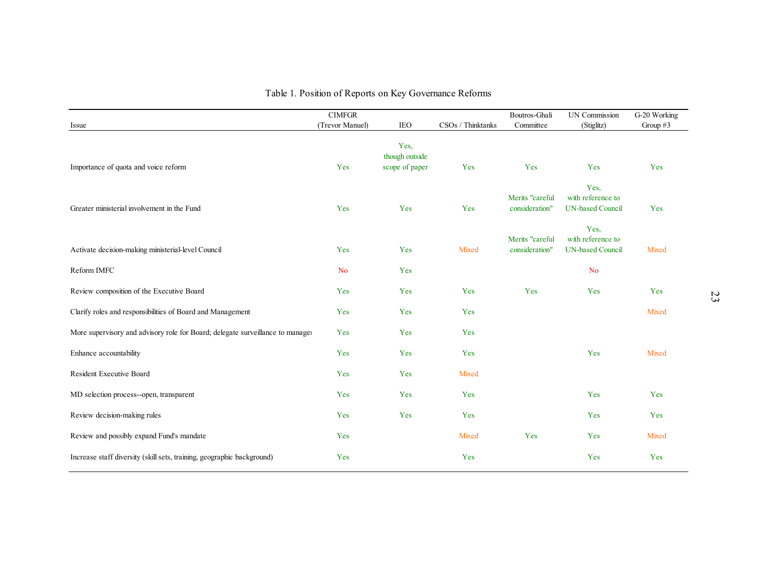Table 1. Position of Reports on Key Governance Reforms

| Issue | CIMFGR (Trevor Manuel) | IEO | CSOs / Thinktanks | Boutros-Ghali Committee | UN Commission (Stiglitz) | G-20 Working Group #3 |
|---|---|---|---|---|---|---|
| Importance of quota and voice reform | Yes | Yes, though outside scope of paper | Yes | Yes | Yes | Yes |
| Greater ministerial involvement in the Fund | Yes | Yes | Yes | Merits "careful consideration" | Yes, with reference to UN-based Council | Yes |
| Activate decision-making ministerial-level Council | Yes | Yes | Mixed | Merits "careful consideration" | Yes, with reference to UN-based Council | Mixed |
| Reform IMFC | No | Yes | | | No | |
| Review composition of the Executive Board | Yes | Yes | Yes | Yes | Yes | Yes |
| Clarify roles and responsibilities of Board and Management | Yes | Yes | Yes | | | Mixed |
| More supervisory and advisory role for Board; delegate surveillance to managem | Yes | Yes | Yes | | | |
| Enhance accountability | Yes | Yes | Yes | | Yes | Mixed |
| Resident Executive Board | Yes | Yes | Mixed | | | |
| MD selection process--open, transparent | Yes | Yes | Yes | | Yes | Yes |
| Review decision-making rules | Yes | Yes | Yes | | Yes | Yes |
| Review and possibly expand Fund's mandate | Yes | | Mixed | Yes | Yes | Mixed |
| Increase staff diversity (skill sets, training, geographic background) | Yes | | Yes | | Yes | Yes |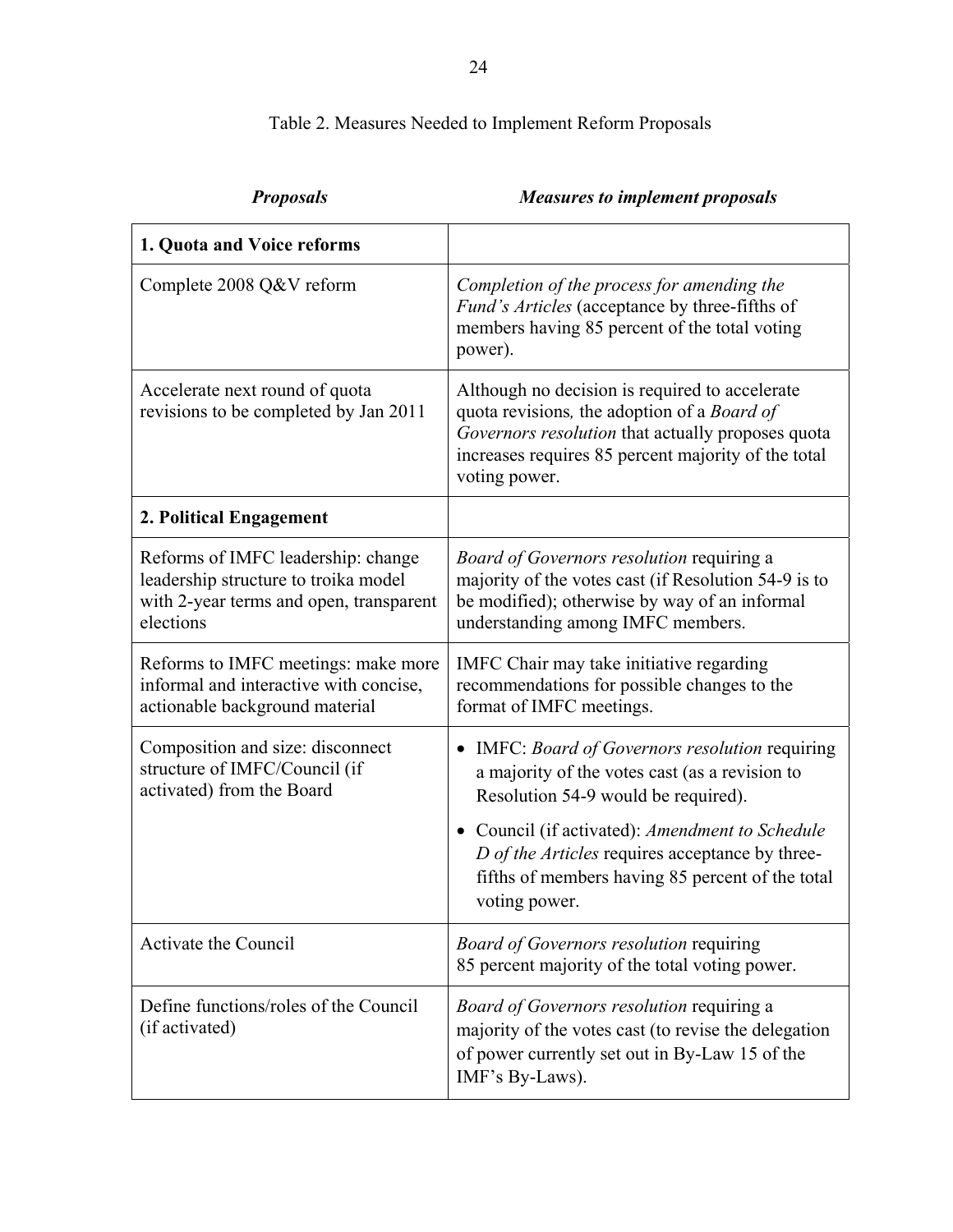Table 2. Measures Needed to Implement Reform Proposals

| ***Proposals*** | ***Measures to implement proposals*** |
|---|---|
| **1. Quota and Voice reforms** | |
| Complete 2008 Q&V reform | *Completion of the process for amending the Fund's Articles* (acceptance by three-fifths of members having 85 percent of the total voting power). |
| Accelerate next round of quota revisions to be completed by Jan 2011 | Although no decision is required to accelerate quota revisions, the adoption of a *Board of Governors resolution* that actually proposes quota increases requires 85 percent majority of the total voting power. |
| **2. Political Engagement** | |
| Reforms of IMFC leadership: change leadership structure to troika model with 2-year terms and open, transparent elections | *Board of Governors resolution* requiring a majority of the votes cast (if Resolution 54-9 is to be modified); otherwise by way of an informal understanding among IMFC members. |
| Reforms to IMFC meetings: make more informal and interactive with concise, actionable background material | IMFC Chair may take initiative regarding recommendations for possible changes to the format of IMFC meetings. |
| Composition and size: disconnect structure of IMFC/Council (if activated) from the Board | • IMFC: *Board of Governors resolution* requiring a majority of the votes cast (as a revision to Resolution 54-9 would be required).<br>• Council (if activated): *Amendment to Schedule D of the Articles* requires acceptance by three-fifths of members having 85 percent of the total voting power. |
| Activate the Council | *Board of Governors resolution* requiring 85 percent majority of the total voting power. |
| Define functions/roles of the Council (if activated) | *Board of Governors resolution* requiring a majority of the votes cast (to revise the delegation of power currently set out in By-Law 15 of the IMF's By-Laws). |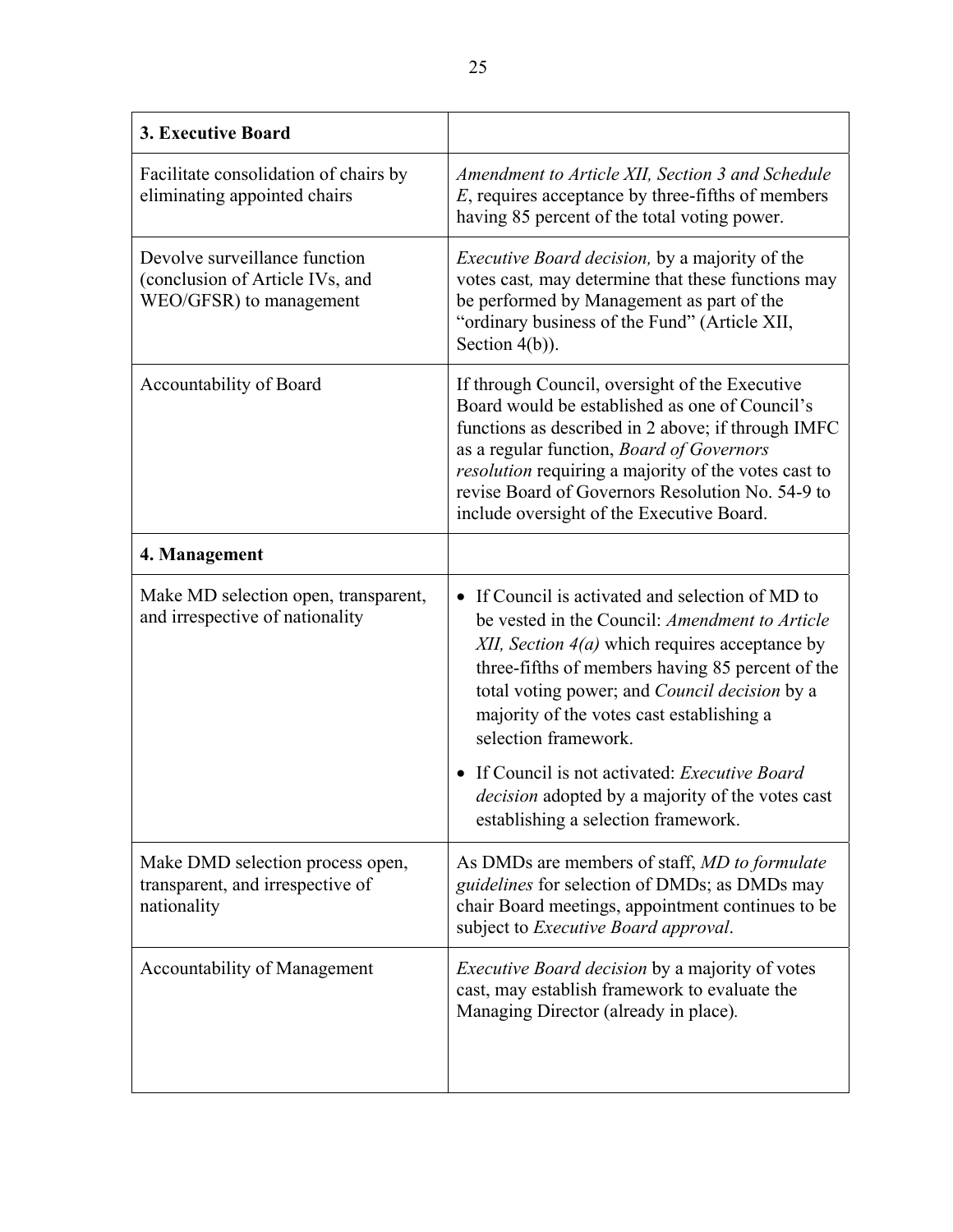| **3. Executive Board** | |
|---|---|
| Facilitate consolidation of chairs by eliminating appointed chairs | *Amendment to Article XII, Section 3 and Schedule E*, requires acceptance by three-fifths of members having 85 percent of the total voting power. |
| Devolve surveillance function (conclusion of Article IVs, and WEO/GFSR) to management | *Executive Board decision,* by a majority of the votes cast*,* may determine that these functions may be performed by Management as part of the "ordinary business of the Fund" (Article XII, Section 4(b)). |
| Accountability of Board | If through Council, oversight of the Executive Board would be established as one of Council's functions as described in 2 above; if through IMFC as a regular function, *Board of Governors resolution* requiring a majority of the votes cast to revise Board of Governors Resolution No. 54-9 to include oversight of the Executive Board. |
| **4. Management** | |
| Make MD selection open, transparent, and irrespective of nationality | • If Council is activated and selection of MD to be vested in the Council: *Amendment to Article XII, Section 4(a)* which requires acceptance by three-fifths of members having 85 percent of the total voting power; and *Council decision* by a majority of the votes cast establishing a selection framework.<br>• If Council is not activated: *Executive Board decision* adopted by a majority of the votes cast establishing a selection framework. |
| Make DMD selection process open, transparent, and irrespective of nationality | As DMDs are members of staff, *MD to formulate guidelines* for selection of DMDs; as DMDs may chair Board meetings, appointment continues to be subject to *Executive Board approval*. |
| Accountability of Management | *Executive Board decision* by a majority of votes cast, may establish framework to evaluate the Managing Director (already in place). |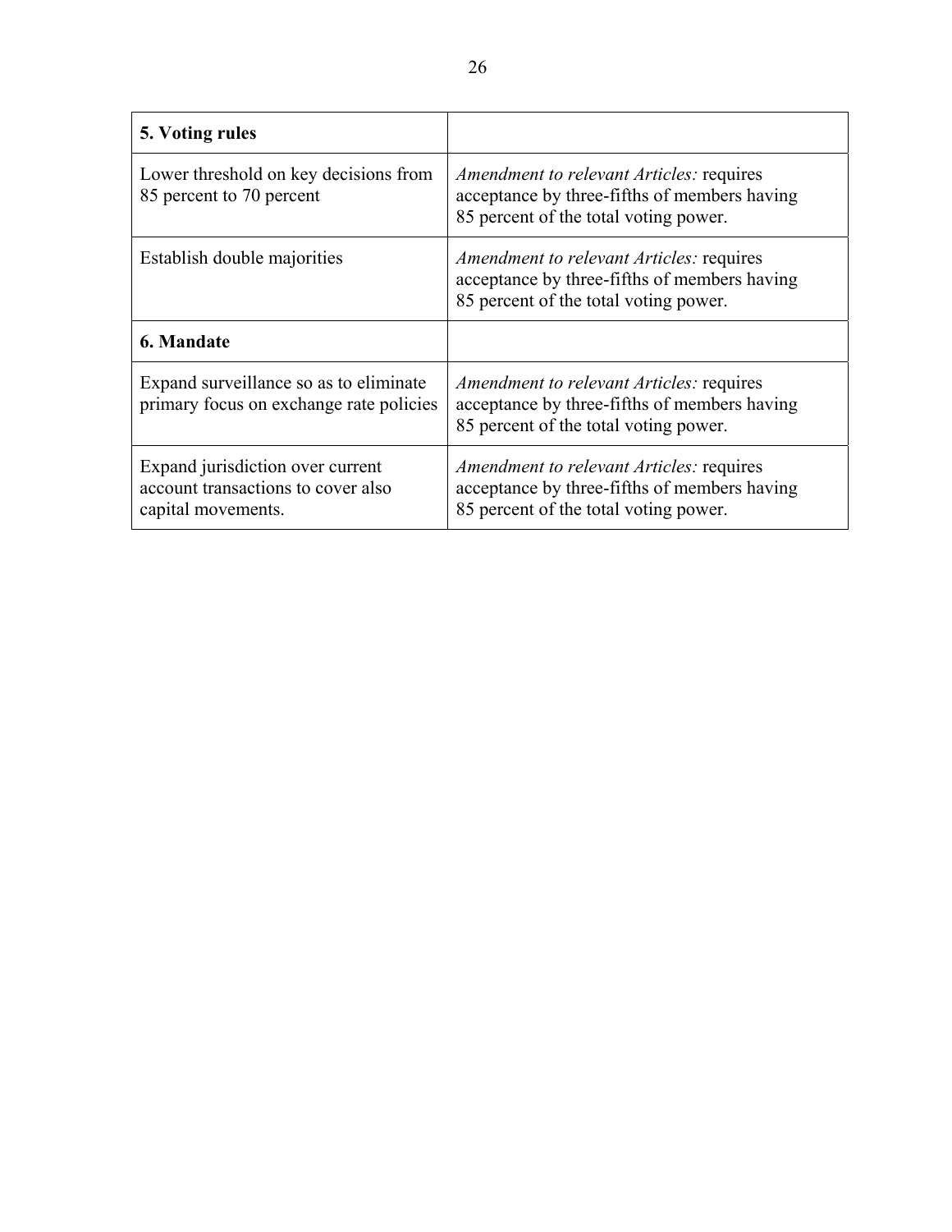| **5. Voting rules** | |
|---|---|
| Lower threshold on key decisions from 85 percent to 70 percent | *Amendment to relevant Articles:* requires acceptance by three-fifths of members having 85 percent of the total voting power. |
| Establish double majorities | *Amendment to relevant Articles:* requires acceptance by three-fifths of members having 85 percent of the total voting power. |
| **6. Mandate** | |
| Expand surveillance so as to eliminate primary focus on exchange rate policies | *Amendment to relevant Articles:* requires acceptance by three-fifths of members having 85 percent of the total voting power. |
| Expand jurisdiction over current account transactions to cover also capital movements. | *Amendment to relevant Articles:* requires acceptance by three-fifths of members having 85 percent of the total voting power. |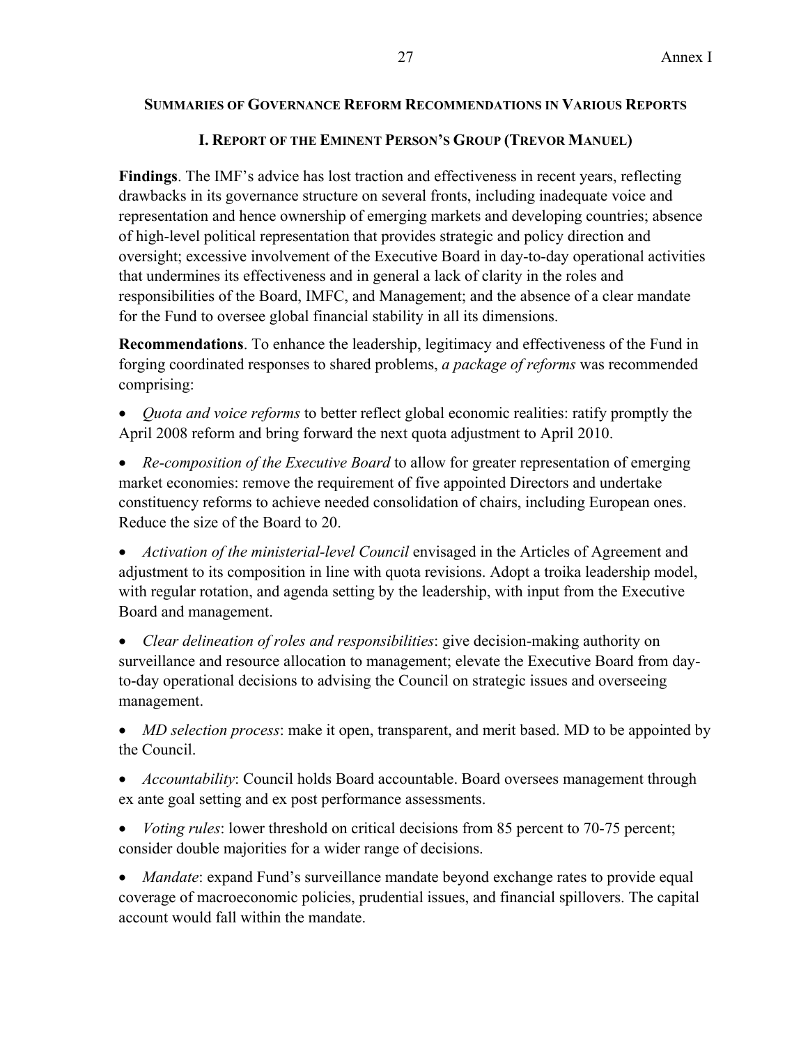## Summaries of Governance Reform Recommendations in Various Reports

### I. Report of the Eminent Person's Group (Trevor Manuel)

**Findings**. The IMF's advice has lost traction and effectiveness in recent years, reflecting drawbacks in its governance structure on several fronts, including inadequate voice and representation and hence ownership of emerging markets and developing countries; absence of high-level political representation that provides strategic and policy direction and oversight; excessive involvement of the Executive Board in day-to-day operational activities that undermines its effectiveness and in general a lack of clarity in the roles and responsibilities of the Board, IMFC, and Management; and the absence of a clear mandate for the Fund to oversee global financial stability in all its dimensions.

**Recommendations**. To enhance the leadership, legitimacy and effectiveness of the Fund in forging coordinated responses to shared problems, *a package of reforms* was recommended comprising:

- *Quota and voice reforms* to better reflect global economic realities: ratify promptly the April 2008 reform and bring forward the next quota adjustment to April 2010.
- *Re-composition of the Executive Board* to allow for greater representation of emerging market economies: remove the requirement of five appointed Directors and undertake constituency reforms to achieve needed consolidation of chairs, including European ones. Reduce the size of the Board to 20.
- *Activation of the ministerial-level Council* envisaged in the Articles of Agreement and adjustment to its composition in line with quota revisions. Adopt a troika leadership model, with regular rotation, and agenda setting by the leadership, with input from the Executive Board and management.
- *Clear delineation of roles and responsibilities*: give decision-making authority on surveillance and resource allocation to management; elevate the Executive Board from day-to-day operational decisions to advising the Council on strategic issues and overseeing management.
- *MD selection process*: make it open, transparent, and merit based. MD to be appointed by the Council.
- *Accountability*: Council holds Board accountable. Board oversees management through ex ante goal setting and ex post performance assessments.
- *Voting rules*: lower threshold on critical decisions from 85 percent to 70-75 percent; consider double majorities for a wider range of decisions.
- *Mandate*: expand Fund's surveillance mandate beyond exchange rates to provide equal coverage of macroeconomic policies, prudential issues, and financial spillovers. The capital account would fall within the mandate.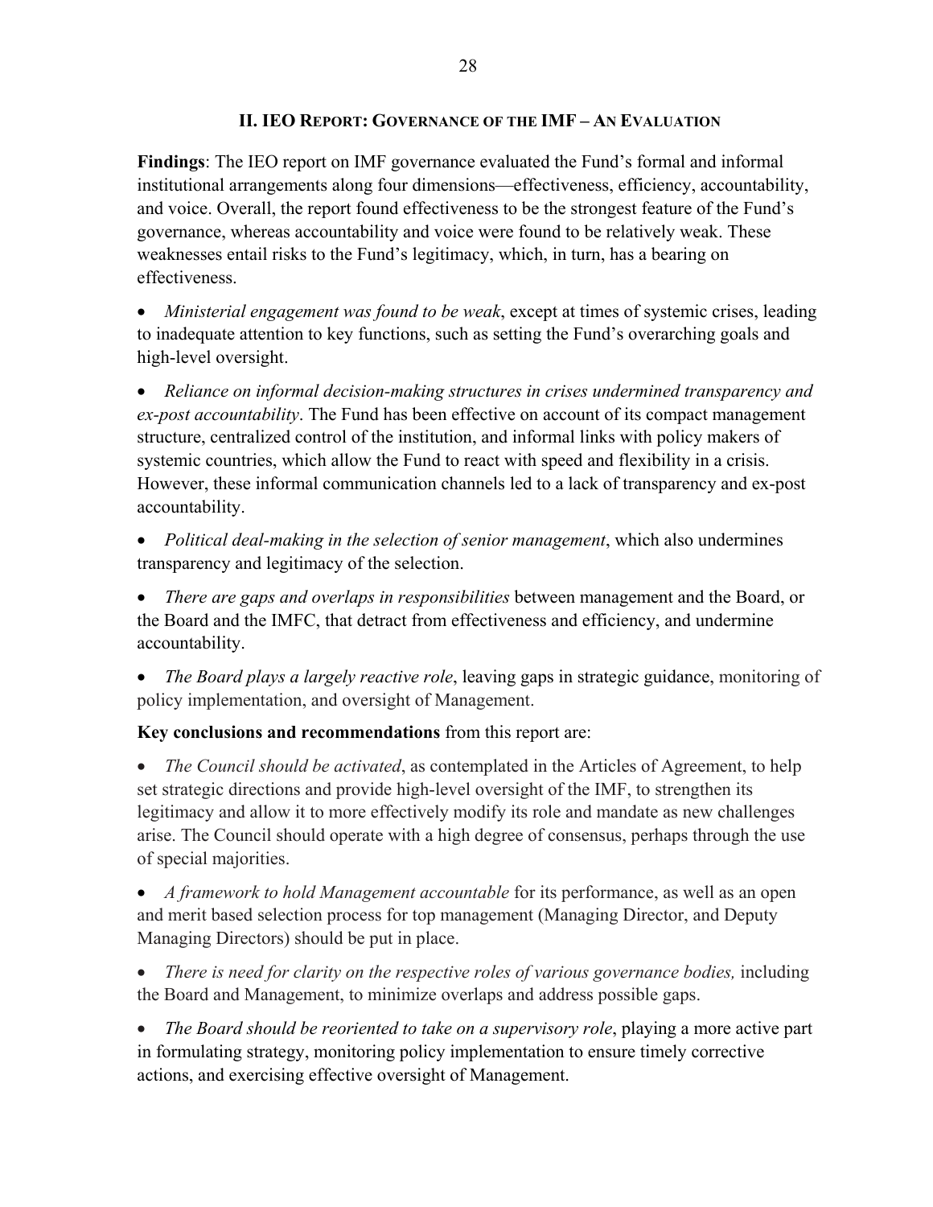## II. IEO REPORT: GOVERNANCE OF THE IMF – AN EVALUATION

**Findings**: The IEO report on IMF governance evaluated the Fund's formal and informal institutional arrangements along four dimensions—effectiveness, efficiency, accountability, and voice. Overall, the report found effectiveness to be the strongest feature of the Fund's governance, whereas accountability and voice were found to be relatively weak. These weaknesses entail risks to the Fund's legitimacy, which, in turn, has a bearing on effectiveness.

- *Ministerial engagement was found to be weak*, except at times of systemic crises, leading to inadequate attention to key functions, such as setting the Fund's overarching goals and high-level oversight.
- *Reliance on informal decision-making structures in crises undermined transparency and ex-post accountability*. The Fund has been effective on account of its compact management structure, centralized control of the institution, and informal links with policy makers of systemic countries, which allow the Fund to react with speed and flexibility in a crisis. However, these informal communication channels led to a lack of transparency and ex-post accountability.
- *Political deal-making in the selection of senior management*, which also undermines transparency and legitimacy of the selection.
- *There are gaps and overlaps in responsibilities* between management and the Board, or the Board and the IMFC, that detract from effectiveness and efficiency, and undermine accountability.
- *The Board plays a largely reactive role*, leaving gaps in strategic guidance, monitoring of policy implementation, and oversight of Management.

**Key conclusions and recommendations** from this report are:

- *The Council should be activated*, as contemplated in the Articles of Agreement, to help set strategic directions and provide high-level oversight of the IMF, to strengthen its legitimacy and allow it to more effectively modify its role and mandate as new challenges arise. The Council should operate with a high degree of consensus, perhaps through the use of special majorities.
- *A framework to hold Management accountable* for its performance, as well as an open and merit based selection process for top management (Managing Director, and Deputy Managing Directors) should be put in place.
- *There is need for clarity on the respective roles of various governance bodies,* including the Board and Management, to minimize overlaps and address possible gaps.
- *The Board should be reoriented to take on a supervisory role*, playing a more active part in formulating strategy, monitoring policy implementation to ensure timely corrective actions, and exercising effective oversight of Management.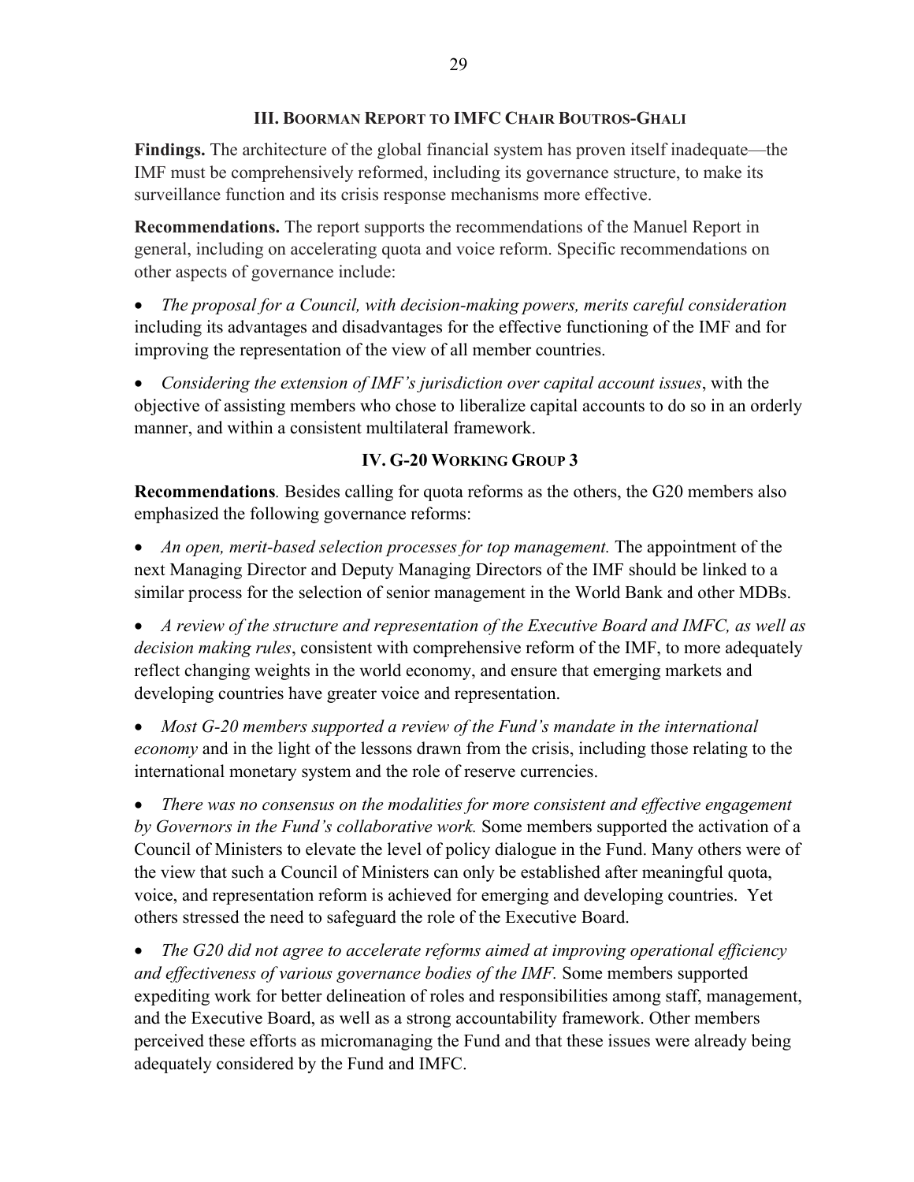## III. Boorman Report to IMFC Chair Boutros-Ghali

**Findings.** The architecture of the global financial system has proven itself inadequate—the IMF must be comprehensively reformed, including its governance structure, to make its surveillance function and its crisis response mechanisms more effective.

**Recommendations.** The report supports the recommendations of the Manuel Report in general, including on accelerating quota and voice reform. Specific recommendations on other aspects of governance include:

- *The proposal for a Council, with decision-making powers, merits careful consideration* including its advantages and disadvantages for the effective functioning of the IMF and for improving the representation of the view of all member countries.

- *Considering the extension of IMF's jurisdiction over capital account issues*, with the objective of assisting members who chose to liberalize capital accounts to do so in an orderly manner, and within a consistent multilateral framework.

## IV. G-20 Working Group 3

**Recommendations***.* Besides calling for quota reforms as the others, the G20 members also emphasized the following governance reforms:

- *An open, merit-based selection processes for top management.* The appointment of the next Managing Director and Deputy Managing Directors of the IMF should be linked to a similar process for the selection of senior management in the World Bank and other MDBs.

- *A review of the structure and representation of the Executive Board and IMFC, as well as decision making rules*, consistent with comprehensive reform of the IMF, to more adequately reflect changing weights in the world economy, and ensure that emerging markets and developing countries have greater voice and representation.

- *Most G-20 members supported a review of the Fund's mandate in the international economy* and in the light of the lessons drawn from the crisis, including those relating to the international monetary system and the role of reserve currencies.

- *There was no consensus on the modalities for more consistent and effective engagement by Governors in the Fund's collaborative work.* Some members supported the activation of a Council of Ministers to elevate the level of policy dialogue in the Fund. Many others were of the view that such a Council of Ministers can only be established after meaningful quota, voice, and representation reform is achieved for emerging and developing countries. Yet others stressed the need to safeguard the role of the Executive Board.

- *The G20 did not agree to accelerate reforms aimed at improving operational efficiency and effectiveness of various governance bodies of the IMF.* Some members supported expediting work for better delineation of roles and responsibilities among staff, management, and the Executive Board, as well as a strong accountability framework. Other members perceived these efforts as micromanaging the Fund and that these issues were already being adequately considered by the Fund and IMFC.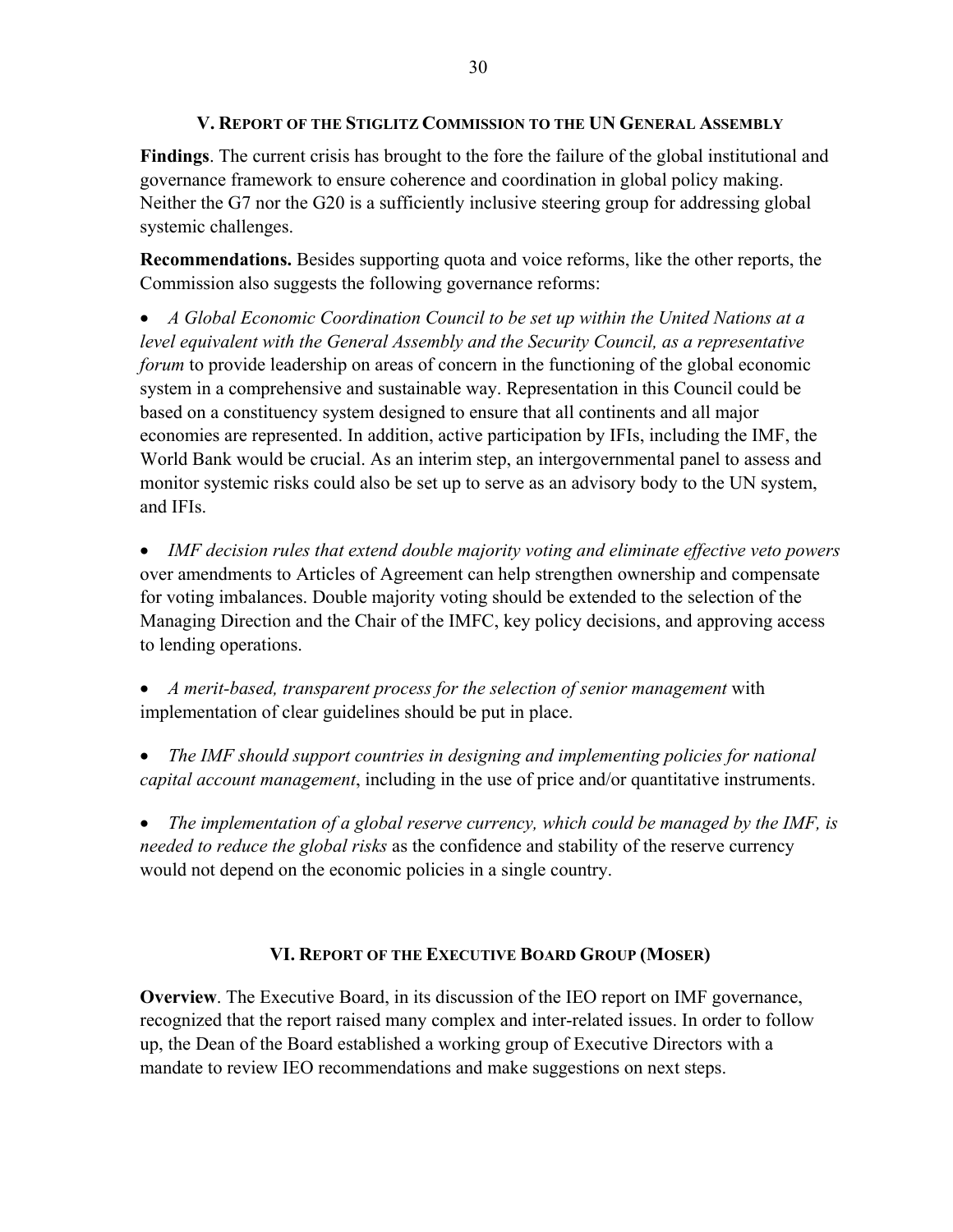## V. Report of the Stiglitz Commission to the UN General Assembly

**Findings**. The current crisis has brought to the fore the failure of the global institutional and governance framework to ensure coherence and coordination in global policy making. Neither the G7 nor the G20 is a sufficiently inclusive steering group for addressing global systemic challenges.

**Recommendations.** Besides supporting quota and voice reforms, like the other reports, the Commission also suggests the following governance reforms:

- *A Global Economic Coordination Council to be set up within the United Nations at a level equivalent with the General Assembly and the Security Council, as a representative forum* to provide leadership on areas of concern in the functioning of the global economic system in a comprehensive and sustainable way. Representation in this Council could be based on a constituency system designed to ensure that all continents and all major economies are represented. In addition, active participation by IFIs, including the IMF, the World Bank would be crucial. As an interim step, an intergovernmental panel to assess and monitor systemic risks could also be set up to serve as an advisory body to the UN system, and IFIs.

- *IMF decision rules that extend double majority voting and eliminate effective veto powers* over amendments to Articles of Agreement can help strengthen ownership and compensate for voting imbalances. Double majority voting should be extended to the selection of the Managing Direction and the Chair of the IMFC, key policy decisions, and approving access to lending operations.

- *A merit-based, transparent process for the selection of senior management* with implementation of clear guidelines should be put in place.

- *The IMF should support countries in designing and implementing policies for national capital account management*, including in the use of price and/or quantitative instruments.

- *The implementation of a global reserve currency, which could be managed by the IMF, is needed to reduce the global risks* as the confidence and stability of the reserve currency would not depend on the economic policies in a single country.

## VI. Report of the Executive Board Group (Moser)

**Overview**. The Executive Board, in its discussion of the IEO report on IMF governance, recognized that the report raised many complex and inter-related issues. In order to follow up, the Dean of the Board established a working group of Executive Directors with a mandate to review IEO recommendations and make suggestions on next steps.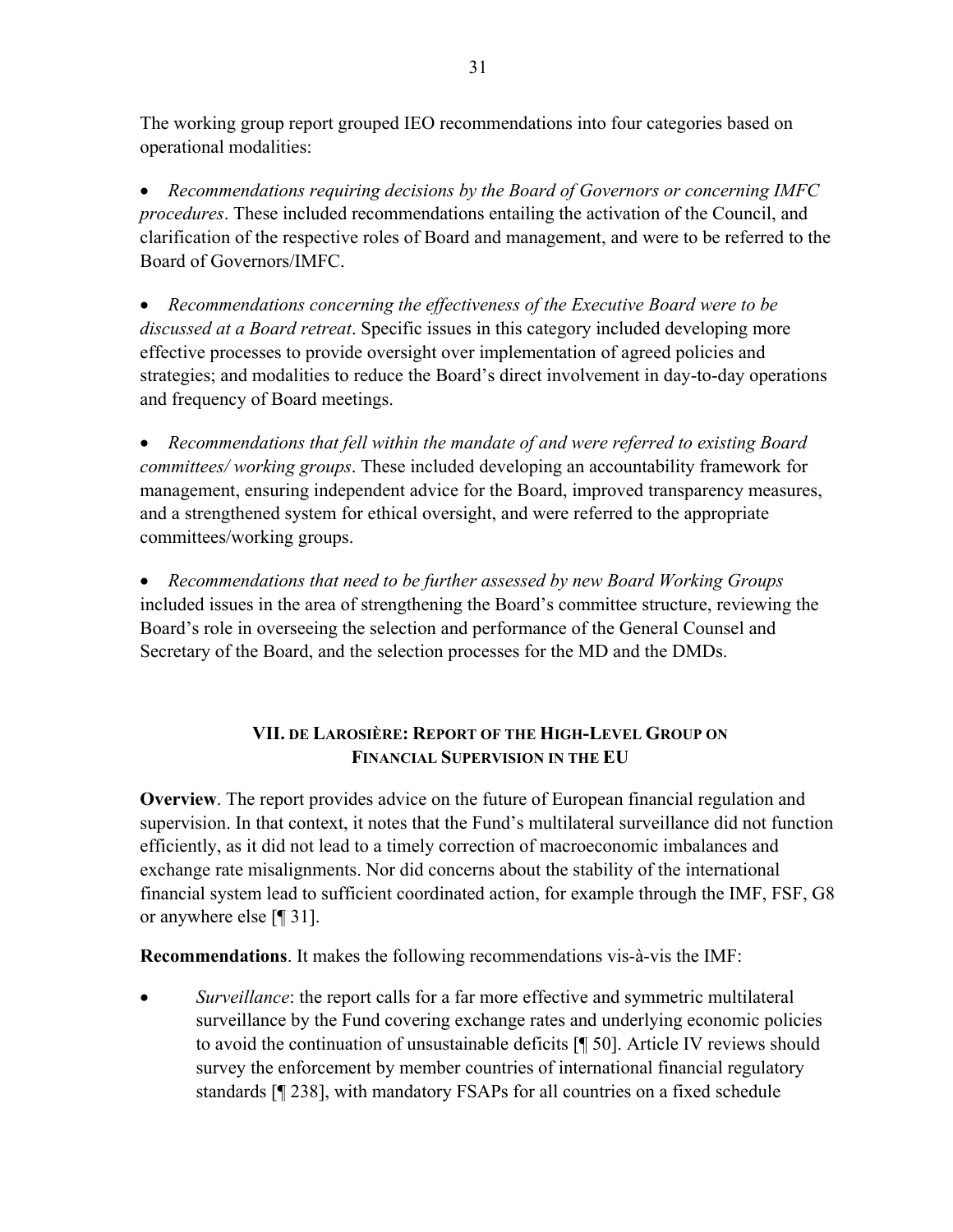The working group report grouped IEO recommendations into four categories based on operational modalities:

- *Recommendations requiring decisions by the Board of Governors or concerning IMFC procedures*. These included recommendations entailing the activation of the Council, and clarification of the respective roles of Board and management, and were to be referred to the Board of Governors/IMFC.

- *Recommendations concerning the effectiveness of the Executive Board were to be discussed at a Board retreat*. Specific issues in this category included developing more effective processes to provide oversight over implementation of agreed policies and strategies; and modalities to reduce the Board's direct involvement in day-to-day operations and frequency of Board meetings.

- *Recommendations that fell within the mandate of and were referred to existing Board committees/ working groups*. These included developing an accountability framework for management, ensuring independent advice for the Board, improved transparency measures, and a strengthened system for ethical oversight, and were referred to the appropriate committees/working groups.

- *Recommendations that need to be further assessed by new Board Working Groups* included issues in the area of strengthening the Board's committee structure, reviewing the Board's role in overseeing the selection and performance of the General Counsel and Secretary of the Board, and the selection processes for the MD and the DMDs.

## VII. de Larosière: Report of the High-Level Group on Financial Supervision in the EU

**Overview**. The report provides advice on the future of European financial regulation and supervision. In that context, it notes that the Fund's multilateral surveillance did not function efficiently, as it did not lead to a timely correction of macroeconomic imbalances and exchange rate misalignments. Nor did concerns about the stability of the international financial system lead to sufficient coordinated action, for example through the IMF, FSF, G8 or anywhere else [¶ 31].

**Recommendations**. It makes the following recommendations vis-à-vis the IMF:

- *Surveillance*: the report calls for a far more effective and symmetric multilateral surveillance by the Fund covering exchange rates and underlying economic policies to avoid the continuation of unsustainable deficits [¶ 50]. Article IV reviews should survey the enforcement by member countries of international financial regulatory standards [¶ 238], with mandatory FSAPs for all countries on a fixed schedule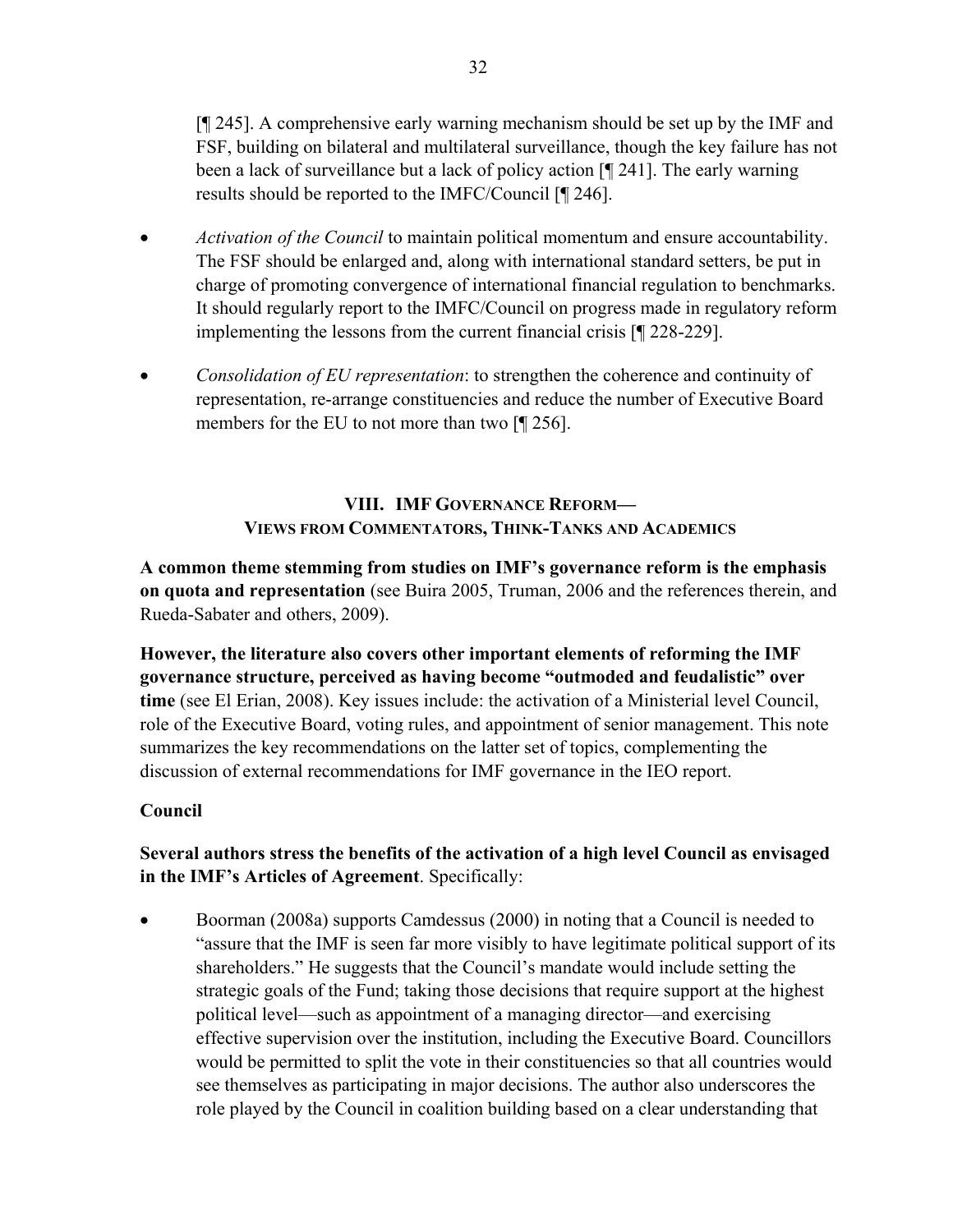[¶ 245]. A comprehensive early warning mechanism should be set up by the IMF and FSF, building on bilateral and multilateral surveillance, though the key failure has not been a lack of surveillance but a lack of policy action [¶ 241]. The early warning results should be reported to the IMFC/Council [¶ 246].

- *Activation of the Council* to maintain political momentum and ensure accountability. The FSF should be enlarged and, along with international standard setters, be put in charge of promoting convergence of international financial regulation to benchmarks. It should regularly report to the IMFC/Council on progress made in regulatory reform implementing the lessons from the current financial crisis [¶ 228-229].
- *Consolidation of EU representation*: to strengthen the coherence and continuity of representation, re-arrange constituencies and reduce the number of Executive Board members for the EU to not more than two [¶ 256].

## VIII. IMF Governance Reform—Views from Commentators, Think-Tanks and Academics

**A common theme stemming from studies on IMF's governance reform is the emphasis on quota and representation** (see Buira 2005, Truman, 2006 and the references therein, and Rueda-Sabater and others, 2009).

**However, the literature also covers other important elements of reforming the IMF governance structure, perceived as having become "outmoded and feudalistic" over time** (see El Erian, 2008). Key issues include: the activation of a Ministerial level Council, role of the Executive Board, voting rules, and appointment of senior management. This note summarizes the key recommendations on the latter set of topics, complementing the discussion of external recommendations for IMF governance in the IEO report.

### Council

**Several authors stress the benefits of the activation of a high level Council as envisaged in the IMF's Articles of Agreement**. Specifically:

- Boorman (2008a) supports Camdessus (2000) in noting that a Council is needed to "assure that the IMF is seen far more visibly to have legitimate political support of its shareholders." He suggests that the Council's mandate would include setting the strategic goals of the Fund; taking those decisions that require support at the highest political level—such as appointment of a managing director—and exercising effective supervision over the institution, including the Executive Board. Councillors would be permitted to split the vote in their constituencies so that all countries would see themselves as participating in major decisions. The author also underscores the role played by the Council in coalition building based on a clear understanding that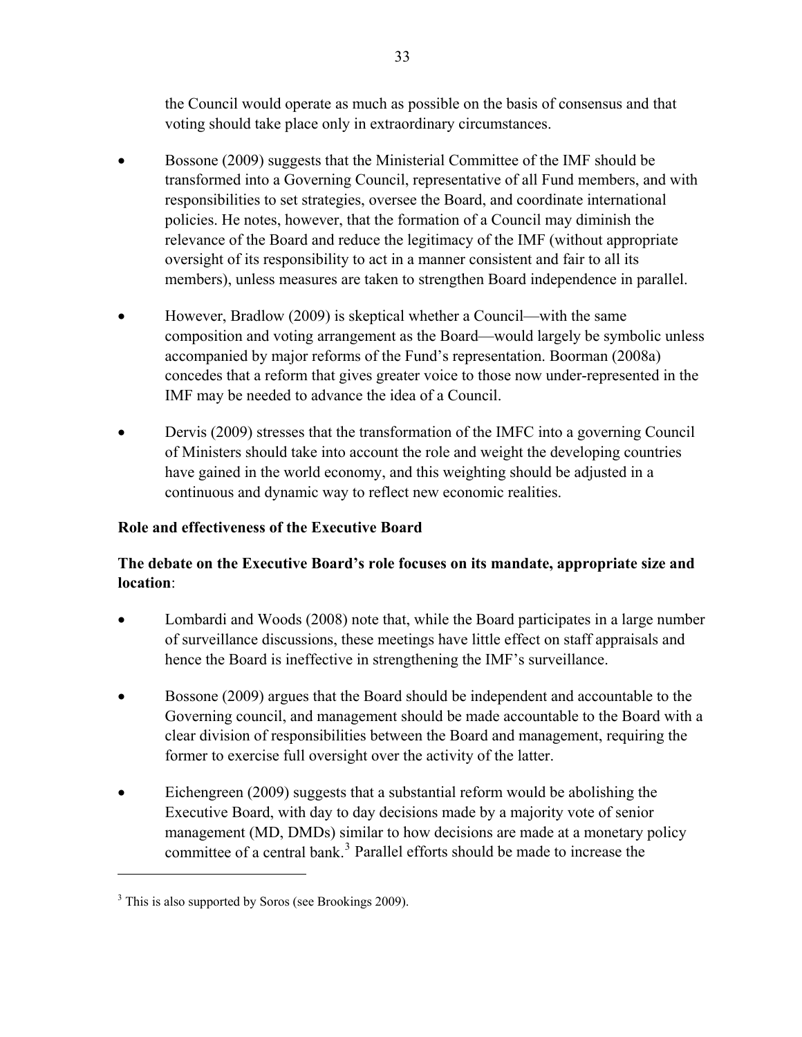the Council would operate as much as possible on the basis of consensus and that voting should take place only in extraordinary circumstances.

- Bossone (2009) suggests that the Ministerial Committee of the IMF should be transformed into a Governing Council, representative of all Fund members, and with responsibilities to set strategies, oversee the Board, and coordinate international policies. He notes, however, that the formation of a Council may diminish the relevance of the Board and reduce the legitimacy of the IMF (without appropriate oversight of its responsibility to act in a manner consistent and fair to all its members), unless measures are taken to strengthen Board independence in parallel.

- However, Bradlow (2009) is skeptical whether a Council—with the same composition and voting arrangement as the Board—would largely be symbolic unless accompanied by major reforms of the Fund's representation. Boorman (2008a) concedes that a reform that gives greater voice to those now under-represented in the IMF may be needed to advance the idea of a Council.

- Dervis (2009) stresses that the transformation of the IMFC into a governing Council of Ministers should take into account the role and weight the developing countries have gained in the world economy, and this weighting should be adjusted in a continuous and dynamic way to reflect new economic realities.

**Role and effectiveness of the Executive Board**

**The debate on the Executive Board's role focuses on its mandate, appropriate size and location**:

- Lombardi and Woods (2008) note that, while the Board participates in a large number of surveillance discussions, these meetings have little effect on staff appraisals and hence the Board is ineffective in strengthening the IMF's surveillance.

- Bossone (2009) argues that the Board should be independent and accountable to the Governing council, and management should be made accountable to the Board with a clear division of responsibilities between the Board and management, requiring the former to exercise full oversight over the activity of the latter.

- Eichengreen (2009) suggests that a substantial reform would be abolishing the Executive Board, with day to day decisions made by a majority vote of senior management (MD, DMDs) similar to how decisions are made at a monetary policy committee of a central bank.[3] Parallel efforts should be made to increase the

[3] This is also supported by Soros (see Brookings 2009).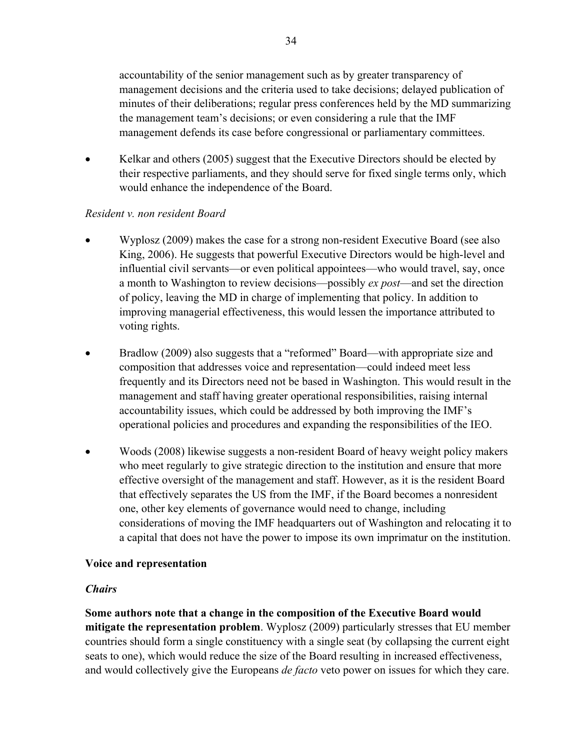accountability of the senior management such as by greater transparency of management decisions and the criteria used to take decisions; delayed publication of minutes of their deliberations; regular press conferences held by the MD summarizing the management team's decisions; or even considering a rule that the IMF management defends its case before congressional or parliamentary committees.

- Kelkar and others (2005) suggest that the Executive Directors should be elected by their respective parliaments, and they should serve for fixed single terms only, which would enhance the independence of the Board.

*Resident v. non resident Board*

- Wyplosz (2009) makes the case for a strong non-resident Executive Board (see also King, 2006). He suggests that powerful Executive Directors would be high-level and influential civil servants—or even political appointees—who would travel, say, once a month to Washington to review decisions—possibly *ex post*—and set the direction of policy, leaving the MD in charge of implementing that policy. In addition to improving managerial effectiveness, this would lessen the importance attributed to voting rights.

- Bradlow (2009) also suggests that a "reformed" Board—with appropriate size and composition that addresses voice and representation—could indeed meet less frequently and its Directors need not be based in Washington. This would result in the management and staff having greater operational responsibilities, raising internal accountability issues, which could be addressed by both improving the IMF's operational policies and procedures and expanding the responsibilities of the IEO.

- Woods (2008) likewise suggests a non-resident Board of heavy weight policy makers who meet regularly to give strategic direction to the institution and ensure that more effective oversight of the management and staff. However, as it is the resident Board that effectively separates the US from the IMF, if the Board becomes a nonresident one, other key elements of governance would need to change, including considerations of moving the IMF headquarters out of Washington and relocating it to a capital that does not have the power to impose its own imprimatur on the institution.

**Voice and representation**

***Chairs***

**Some authors note that a change in the composition of the Executive Board would mitigate the representation problem**. Wyplosz (2009) particularly stresses that EU member countries should form a single constituency with a single seat (by collapsing the current eight seats to one), which would reduce the size of the Board resulting in increased effectiveness, and would collectively give the Europeans *de facto* veto power on issues for which they care.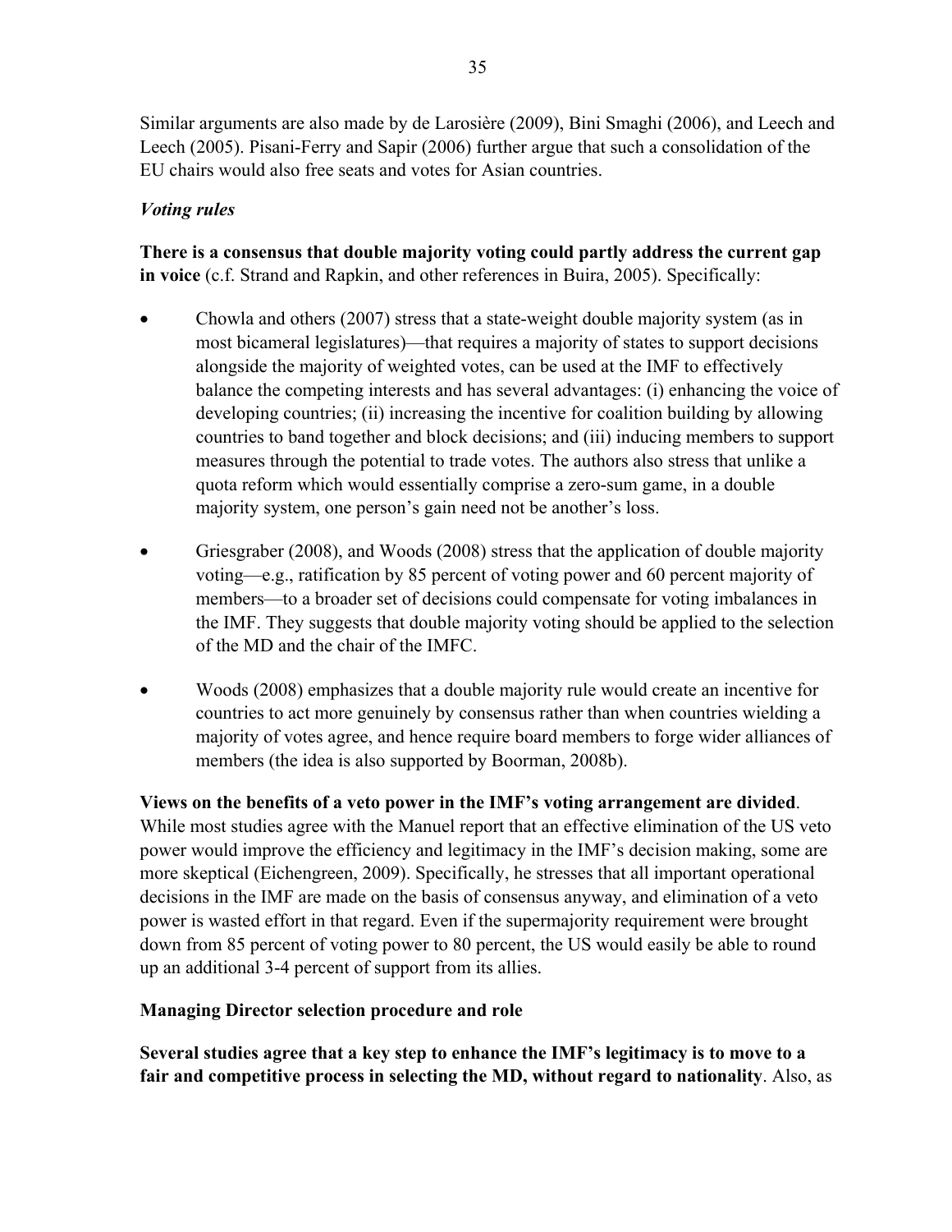Similar arguments are also made by de Larosière (2009), Bini Smaghi (2006), and Leech and Leech (2005). Pisani-Ferry and Sapir (2006) further argue that such a consolidation of the EU chairs would also free seats and votes for Asian countries.

### *Voting rules*

**There is a consensus that double majority voting could partly address the current gap in voice** (c.f. Strand and Rapkin, and other references in Buira, 2005). Specifically:

- Chowla and others (2007) stress that a state-weight double majority system (as in most bicameral legislatures)—that requires a majority of states to support decisions alongside the majority of weighted votes, can be used at the IMF to effectively balance the competing interests and has several advantages: (i) enhancing the voice of developing countries; (ii) increasing the incentive for coalition building by allowing countries to band together and block decisions; and (iii) inducing members to support measures through the potential to trade votes. The authors also stress that unlike a quota reform which would essentially comprise a zero-sum game, in a double majority system, one person's gain need not be another's loss.

- Griesgraber (2008), and Woods (2008) stress that the application of double majority voting—e.g., ratification by 85 percent of voting power and 60 percent majority of members—to a broader set of decisions could compensate for voting imbalances in the IMF. They suggests that double majority voting should be applied to the selection of the MD and the chair of the IMFC.

- Woods (2008) emphasizes that a double majority rule would create an incentive for countries to act more genuinely by consensus rather than when countries wielding a majority of votes agree, and hence require board members to forge wider alliances of members (the idea is also supported by Boorman, 2008b).

**Views on the benefits of a veto power in the IMF's voting arrangement are divided**. While most studies agree with the Manuel report that an effective elimination of the US veto power would improve the efficiency and legitimacy in the IMF's decision making, some are more skeptical (Eichengreen, 2009). Specifically, he stresses that all important operational decisions in the IMF are made on the basis of consensus anyway, and elimination of a veto power is wasted effort in that regard. Even if the supermajority requirement were brought down from 85 percent of voting power to 80 percent, the US would easily be able to round up an additional 3-4 percent of support from its allies.

### **Managing Director selection procedure and role**

**Several studies agree that a key step to enhance the IMF's legitimacy is to move to a fair and competitive process in selecting the MD, without regard to nationality**. Also, as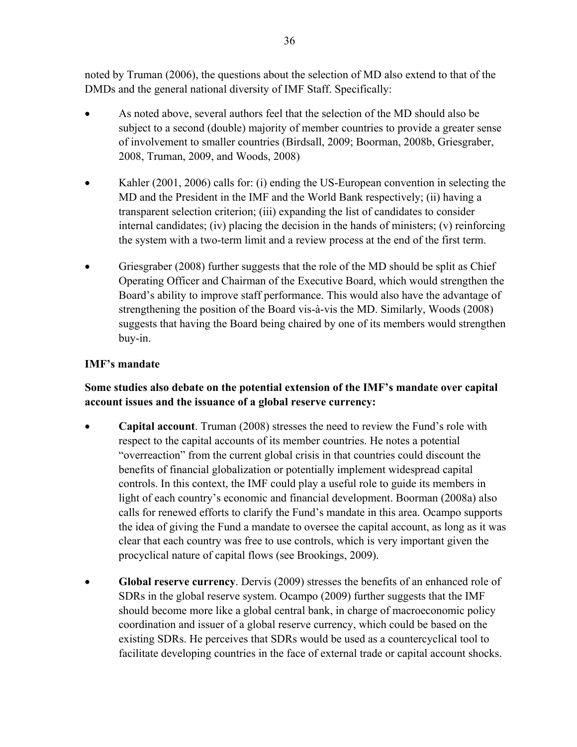noted by Truman (2006), the questions about the selection of MD also extend to that of the DMDs and the general national diversity of IMF Staff. Specifically:

- As noted above, several authors feel that the selection of the MD should also be subject to a second (double) majority of member countries to provide a greater sense of involvement to smaller countries (Birdsall, 2009; Boorman, 2008b, Griesgraber, 2008, Truman, 2009, and Woods, 2008)

- Kahler (2001, 2006) calls for: (i) ending the US-European convention in selecting the MD and the President in the IMF and the World Bank respectively; (ii) having a transparent selection criterion; (iii) expanding the list of candidates to consider internal candidates; (iv) placing the decision in the hands of ministers; (v) reinforcing the system with a two-term limit and a review process at the end of the first term.

- Griesgraber (2008) further suggests that the role of the MD should be split as Chief Operating Officer and Chairman of the Executive Board, which would strengthen the Board's ability to improve staff performance. This would also have the advantage of strengthening the position of the Board vis-à-vis the MD. Similarly, Woods (2008) suggests that having the Board being chaired by one of its members would strengthen buy-in.

**IMF's mandate**

**Some studies also debate on the potential extension of the IMF's mandate over capital account issues and the issuance of a global reserve currency:**

- **Capital account**. Truman (2008) stresses the need to review the Fund's role with respect to the capital accounts of its member countries. He notes a potential "overreaction" from the current global crisis in that countries could discount the benefits of financial globalization or potentially implement widespread capital controls. In this context, the IMF could play a useful role to guide its members in light of each country's economic and financial development. Boorman (2008a) also calls for renewed efforts to clarify the Fund's mandate in this area. Ocampo supports the idea of giving the Fund a mandate to oversee the capital account, as long as it was clear that each country was free to use controls, which is very important given the procyclical nature of capital flows (see Brookings, 2009).

- **Global reserve currency**. Dervis (2009) stresses the benefits of an enhanced role of SDRs in the global reserve system. Ocampo (2009) further suggests that the IMF should become more like a global central bank, in charge of macroeconomic policy coordination and issuer of a global reserve currency, which could be based on the existing SDRs. He perceives that SDRs would be used as a countercyclical tool to facilitate developing countries in the face of external trade or capital account shocks.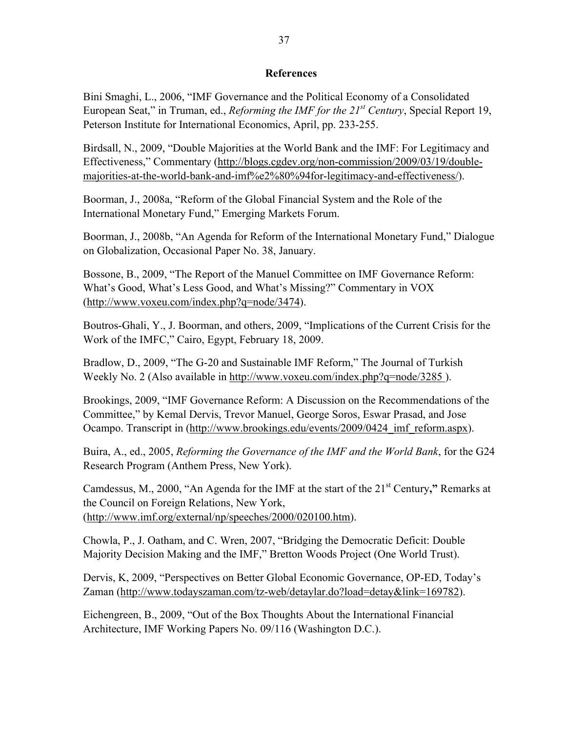## References

Bini Smaghi, L., 2006, "IMF Governance and the Political Economy of a Consolidated European Seat," in Truman, ed., *Reforming the IMF for the 21st Century*, Special Report 19, Peterson Institute for International Economics, April, pp. 233-255.

Birdsall, N., 2009, "Double Majorities at the World Bank and the IMF: For Legitimacy and Effectiveness," Commentary (http://blogs.cgdev.org/non-commission/2009/03/19/double-majorities-at-the-world-bank-and-imf%e2%80%94for-legitimacy-and-effectiveness/).

Boorman, J., 2008a, "Reform of the Global Financial System and the Role of the International Monetary Fund," Emerging Markets Forum.

Boorman, J., 2008b, "An Agenda for Reform of the International Monetary Fund," Dialogue on Globalization, Occasional Paper No. 38, January.

Bossone, B., 2009, "The Report of the Manuel Committee on IMF Governance Reform: What's Good, What's Less Good, and What's Missing?" Commentary in VOX (http://www.voxeu.com/index.php?q=node/3474).

Boutros-Ghali, Y., J. Boorman, and others, 2009, "Implications of the Current Crisis for the Work of the IMFC," Cairo, Egypt, February 18, 2009.

Bradlow, D., 2009, "The G-20 and Sustainable IMF Reform," The Journal of Turkish Weekly No. 2 (Also available in http://www.voxeu.com/index.php?q=node/3285 ).

Brookings, 2009, "IMF Governance Reform: A Discussion on the Recommendations of the Committee," by Kemal Dervis, Trevor Manuel, George Soros, Eswar Prasad, and Jose Ocampo. Transcript in (http://www.brookings.edu/events/2009/0424_imf_reform.aspx).

Buira, A., ed., 2005, *Reforming the Governance of the IMF and the World Bank*, for the G24 Research Program (Anthem Press, New York).

Camdessus, M., 2000, "An Agenda for the IMF at the start of the 21st Century**,"** Remarks at the Council on Foreign Relations, New York, (http://www.imf.org/external/np/speeches/2000/020100.htm).

Chowla, P., J. Oatham, and C. Wren, 2007, "Bridging the Democratic Deficit: Double Majority Decision Making and the IMF," Bretton Woods Project (One World Trust).

Dervis, K, 2009, "Perspectives on Better Global Economic Governance, OP-ED, Today's Zaman (http://www.todayszaman.com/tz-web/detaylar.do?load=detay&link=169782).

Eichengreen, B., 2009, "Out of the Box Thoughts About the International Financial Architecture, IMF Working Papers No. 09/116 (Washington D.C.).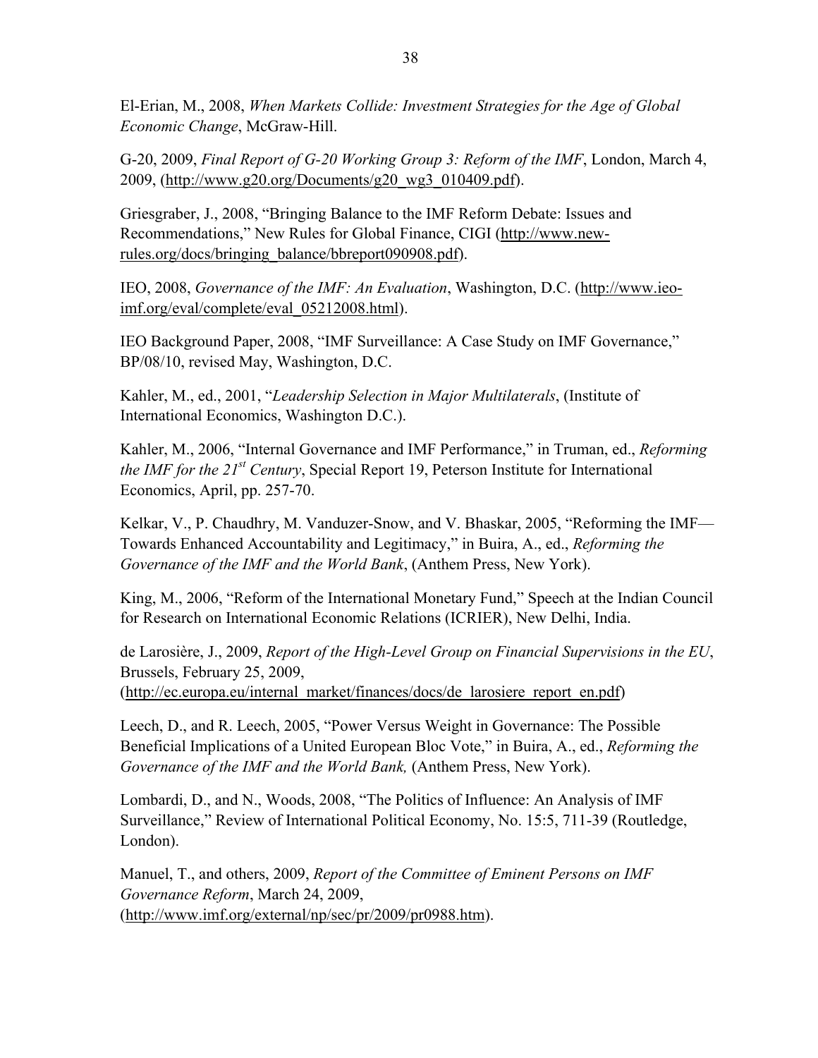El-Erian, M., 2008, *When Markets Collide: Investment Strategies for the Age of Global Economic Change*, McGraw-Hill.

G-20, 2009, *Final Report of G-20 Working Group 3: Reform of the IMF*, London, March 4, 2009, (http://www.g20.org/Documents/g20_wg3_010409.pdf).

Griesgraber, J., 2008, "Bringing Balance to the IMF Reform Debate: Issues and Recommendations," New Rules for Global Finance, CIGI (http://www.new-rules.org/docs/bringing_balance/bbreport090908.pdf).

IEO, 2008, *Governance of the IMF: An Evaluation*, Washington, D.C. (http://www.ieo-imf.org/eval/complete/eval_05212008.html).

IEO Background Paper, 2008, "IMF Surveillance: A Case Study on IMF Governance," BP/08/10, revised May, Washington, D.C.

Kahler, M., ed., 2001, "*Leadership Selection in Major Multilaterals*, (Institute of International Economics, Washington D.C.).

Kahler, M., 2006, "Internal Governance and IMF Performance," in Truman, ed., *Reforming the IMF for the 21st Century*, Special Report 19, Peterson Institute for International Economics, April, pp. 257-70.

Kelkar, V., P. Chaudhry, M. Vanduzer-Snow, and V. Bhaskar, 2005, "Reforming the IMF—Towards Enhanced Accountability and Legitimacy," in Buira, A., ed., *Reforming the Governance of the IMF and the World Bank*, (Anthem Press, New York).

King, M., 2006, "Reform of the International Monetary Fund," Speech at the Indian Council for Research on International Economic Relations (ICRIER), New Delhi, India.

de Larosière, J., 2009, *Report of the High-Level Group on Financial Supervisions in the EU*, Brussels, February 25, 2009, (http://ec.europa.eu/internal_market/finances/docs/de_larosiere_report_en.pdf)

Leech, D., and R. Leech, 2005, "Power Versus Weight in Governance: The Possible Beneficial Implications of a United European Bloc Vote," in Buira, A., ed., *Reforming the Governance of the IMF and the World Bank,* (Anthem Press, New York).

Lombardi, D., and N., Woods, 2008, "The Politics of Influence: An Analysis of IMF Surveillance," Review of International Political Economy, No. 15:5, 711-39 (Routledge, London).

Manuel, T., and others, 2009, *Report of the Committee of Eminent Persons on IMF Governance Reform*, March 24, 2009, (http://www.imf.org/external/np/sec/pr/2009/pr0988.htm).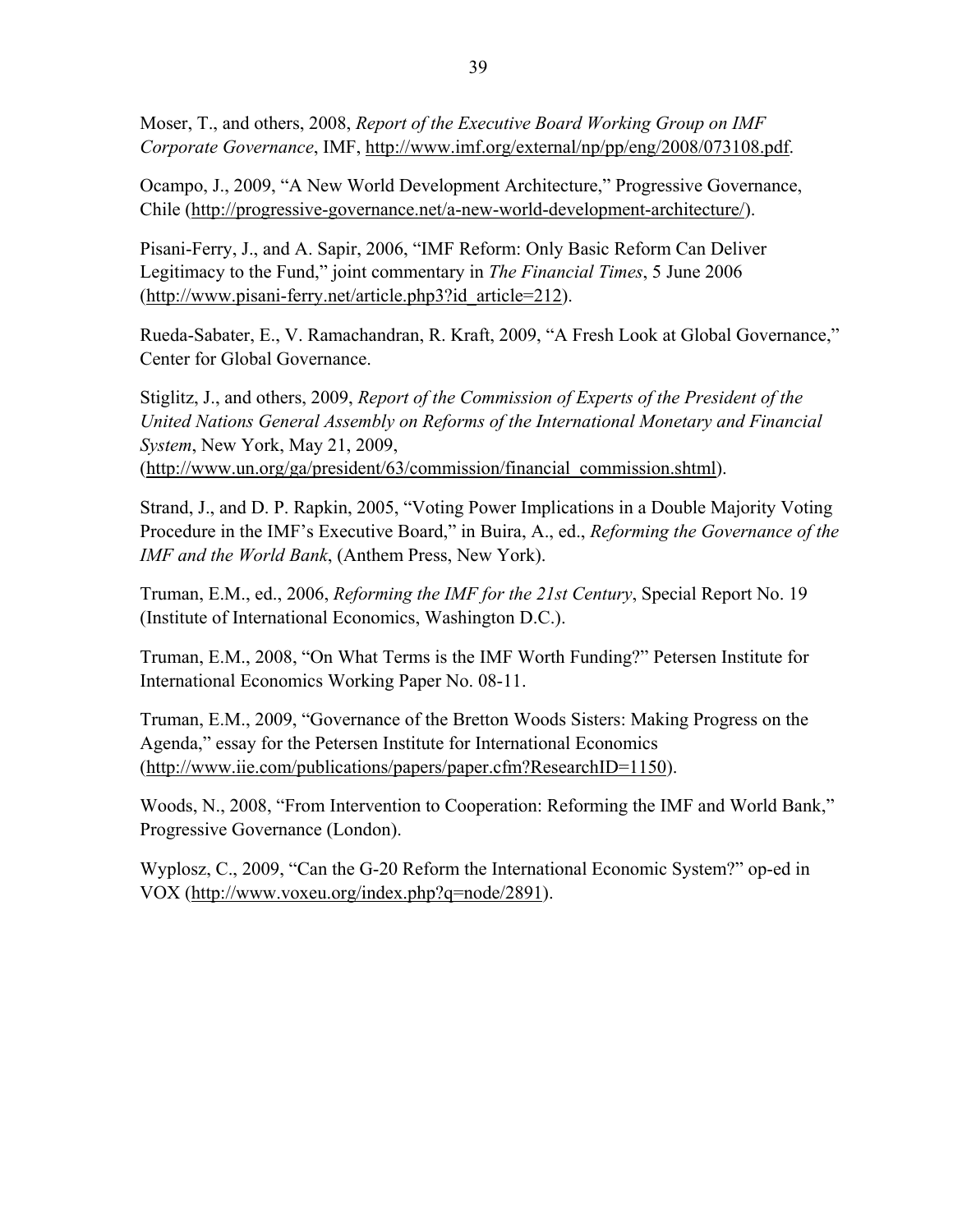Moser, T., and others, 2008, *Report of the Executive Board Working Group on IMF Corporate Governance*, IMF, http://www.imf.org/external/np/pp/eng/2008/073108.pdf.

Ocampo, J., 2009, "A New World Development Architecture," Progressive Governance, Chile (http://progressive-governance.net/a-new-world-development-architecture/).

Pisani-Ferry, J., and A. Sapir, 2006, "IMF Reform: Only Basic Reform Can Deliver Legitimacy to the Fund," joint commentary in *The Financial Times*, 5 June 2006 (http://www.pisani-ferry.net/article.php3?id_article=212).

Rueda-Sabater, E., V. Ramachandran, R. Kraft, 2009, "A Fresh Look at Global Governance," Center for Global Governance.

Stiglitz, J., and others, 2009, *Report of the Commission of Experts of the President of the United Nations General Assembly on Reforms of the International Monetary and Financial System*, New York, May 21, 2009, (http://www.un.org/ga/president/63/commission/financial_commission.shtml).

Strand, J., and D. P. Rapkin, 2005, "Voting Power Implications in a Double Majority Voting Procedure in the IMF's Executive Board," in Buira, A., ed., *Reforming the Governance of the IMF and the World Bank*, (Anthem Press, New York).

Truman, E.M., ed., 2006, *Reforming the IMF for the 21st Century*, Special Report No. 19 (Institute of International Economics, Washington D.C.).

Truman, E.M., 2008, "On What Terms is the IMF Worth Funding?" Petersen Institute for International Economics Working Paper No. 08-11.

Truman, E.M., 2009, "Governance of the Bretton Woods Sisters: Making Progress on the Agenda," essay for the Petersen Institute for International Economics (http://www.iie.com/publications/papers/paper.cfm?ResearchID=1150).

Woods, N., 2008, "From Intervention to Cooperation: Reforming the IMF and World Bank," Progressive Governance (London).

Wyplosz, C., 2009, "Can the G-20 Reform the International Economic System?" op-ed in VOX (http://www.voxeu.org/index.php?q=node/2891).